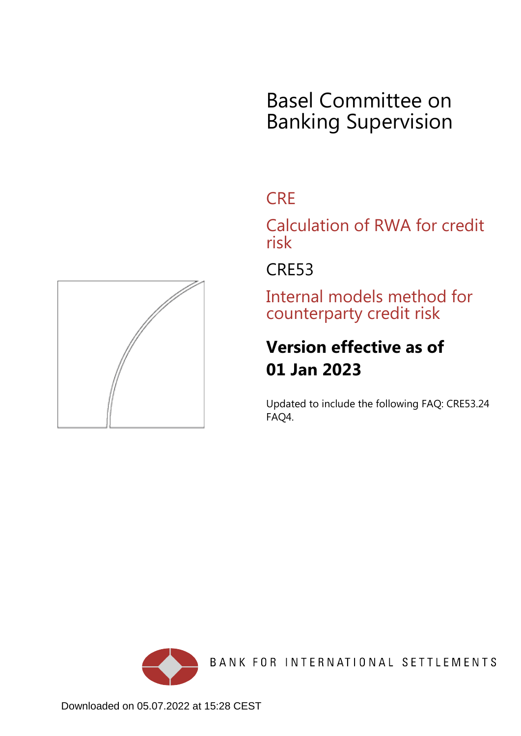# Basel Committee on Banking Supervision

## CRE

## Calculation of RWA for credit risk

## CRE53

## Internal models method for counterparty credit risk

**Version effective as of 01 Jan 2023**

Updated to include the following FAQ: CRE53.24 FAQ4.

BANK FOR INTERNATIONAL SETTLEMENTS

Downloaded on 05.07.2022 at 15:28 CEST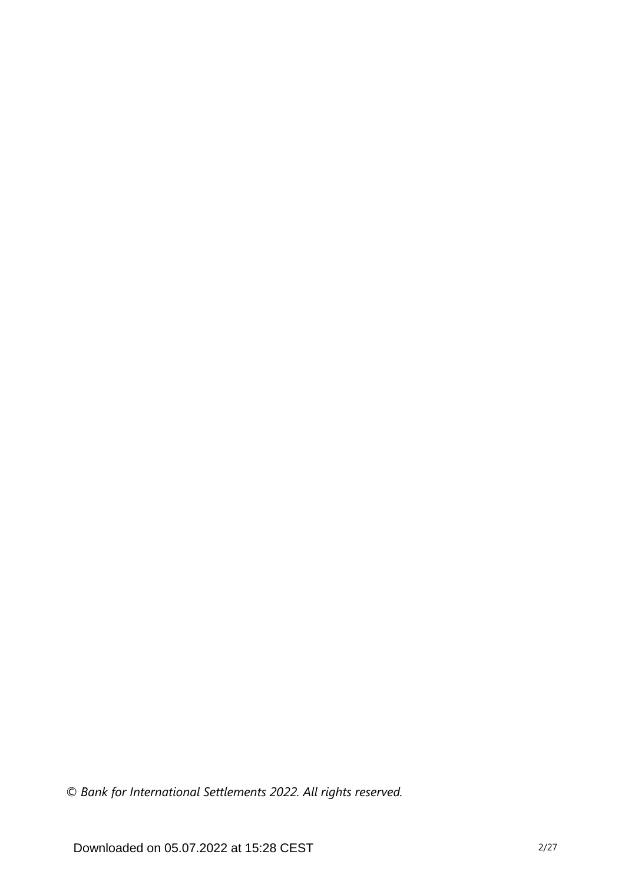*© Bank for International Settlements 2022. All rights reserved.*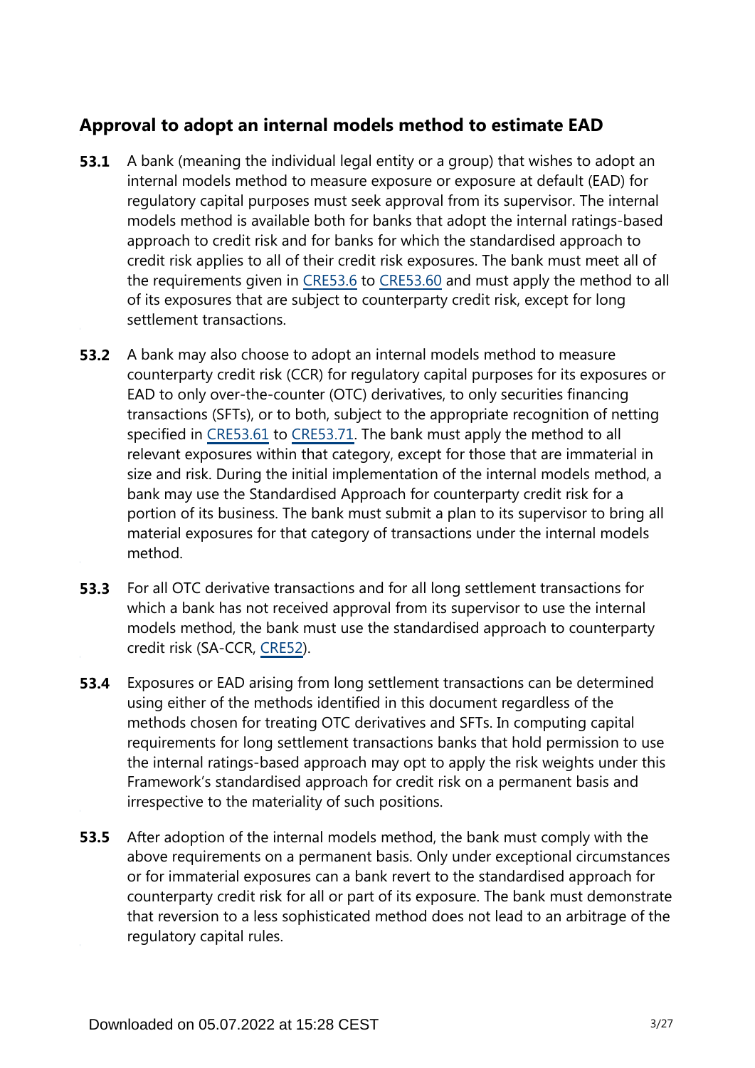## Approval to adopt an internal models method to estimate EAD

**53.1** A bank (meaning the individual legal entity or a group) that wishes to adopt an internal models method to measure exposure or exposure at default (EAD) for regulatory capital purposes must seek approval from its supervisor. The internal models method is available both for banks that adopt the internal ratings-based approach to credit risk and for banks for which the standardised approach to credit risk applies to all of their credit risk exposures. The bank must meet all of the requirements given in CRE53.6 to CRE53.60 and must apply the method to all of its exposures that are subject to counterparty credit risk, except for long settlement transactions.

**53.2** A bank may also choose to adopt an internal models method to measure counterparty credit risk (CCR) for regulatory capital purposes for its exposures or EAD to only over-the-counter (OTC) derivatives, to only securities financing transactions (SFTs), or to both, subject to the appropriate recognition of netting specified in CRE53.61 to CRE53.71. The bank must apply the method to all relevant exposures within that category, except for those that are immaterial in size and risk. During the initial implementation of the internal models method, a bank may use the Standardised Approach for counterparty credit risk for a portion of its business. The bank must submit a plan to its supervisor to bring all material exposures for that category of transactions under the internal models method.

**53.3** For all OTC derivative transactions and for all long settlement transactions for which a bank has not received approval from its supervisor to use the internal models method, the bank must use the standardised approach to counterparty credit risk (SA-CCR, CRE52).

**53.4** Exposures or EAD arising from long settlement transactions can be determined using either of the methods identified in this document regardless of the methods chosen for treating OTC derivatives and SFTs. In computing capital requirements for long settlement transactions banks that hold permission to use the internal ratings-based approach may opt to apply the risk weights under this Framework's standardised approach for credit risk on a permanent basis and irrespective to the materiality of such positions.

**53.5** After adoption of the internal models method, the bank must comply with the above requirements on a permanent basis. Only under exceptional circumstances or for immaterial exposures can a bank revert to the standardised approach for counterparty credit risk for all or part of its exposure. The bank must demonstrate that reversion to a less sophisticated method does not lead to an arbitrage of the regulatory capital rules.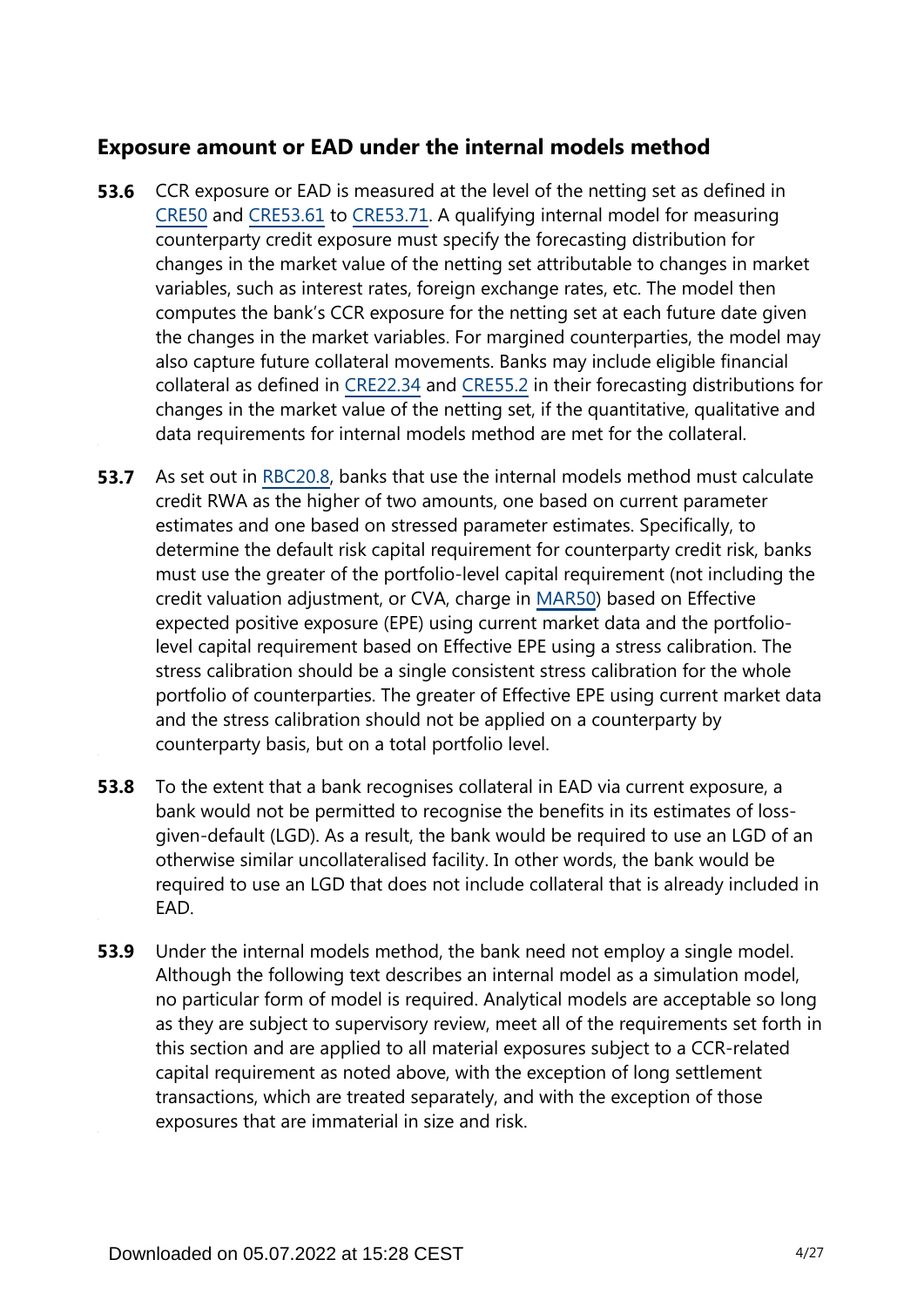## Exposure amount or EAD under the internal models method

**53.6** CCR exposure or EAD is measured at the level of the netting set as defined in CRE50 and CRE53.61 to CRE53.71. A qualifying internal model for measuring counterparty credit exposure must specify the forecasting distribution for changes in the market value of the netting set attributable to changes in market variables, such as interest rates, foreign exchange rates, etc. The model then computes the bank's CCR exposure for the netting set at each future date given the changes in the market variables. For margined counterparties, the model may also capture future collateral movements. Banks may include eligible financial collateral as defined in CRE22.34 and CRE55.2 in their forecasting distributions for changes in the market value of the netting set, if the quantitative, qualitative and data requirements for internal models method are met for the collateral.

**53.7** As set out in RBC20.8, banks that use the internal models method must calculate credit RWA as the higher of two amounts, one based on current parameter estimates and one based on stressed parameter estimates. Specifically, to determine the default risk capital requirement for counterparty credit risk, banks must use the greater of the portfolio-level capital requirement (not including the credit valuation adjustment, or CVA, charge in MAR50) based on Effective expected positive exposure (EPE) using current market data and the portfolio-level capital requirement based on Effective EPE using a stress calibration. The stress calibration should be a single consistent stress calibration for the whole portfolio of counterparties. The greater of Effective EPE using current market data and the stress calibration should not be applied on a counterparty by counterparty basis, but on a total portfolio level.

**53.8** To the extent that a bank recognises collateral in EAD via current exposure, a bank would not be permitted to recognise the benefits in its estimates of loss-given-default (LGD). As a result, the bank would be required to use an LGD of an otherwise similar uncollateralised facility. In other words, the bank would be required to use an LGD that does not include collateral that is already included in EAD.

**53.9** Under the internal models method, the bank need not employ a single model. Although the following text describes an internal model as a simulation model, no particular form of model is required. Analytical models are acceptable so long as they are subject to supervisory review, meet all of the requirements set forth in this section and are applied to all material exposures subject to a CCR-related capital requirement as noted above, with the exception of long settlement transactions, which are treated separately, and with the exception of those exposures that are immaterial in size and risk.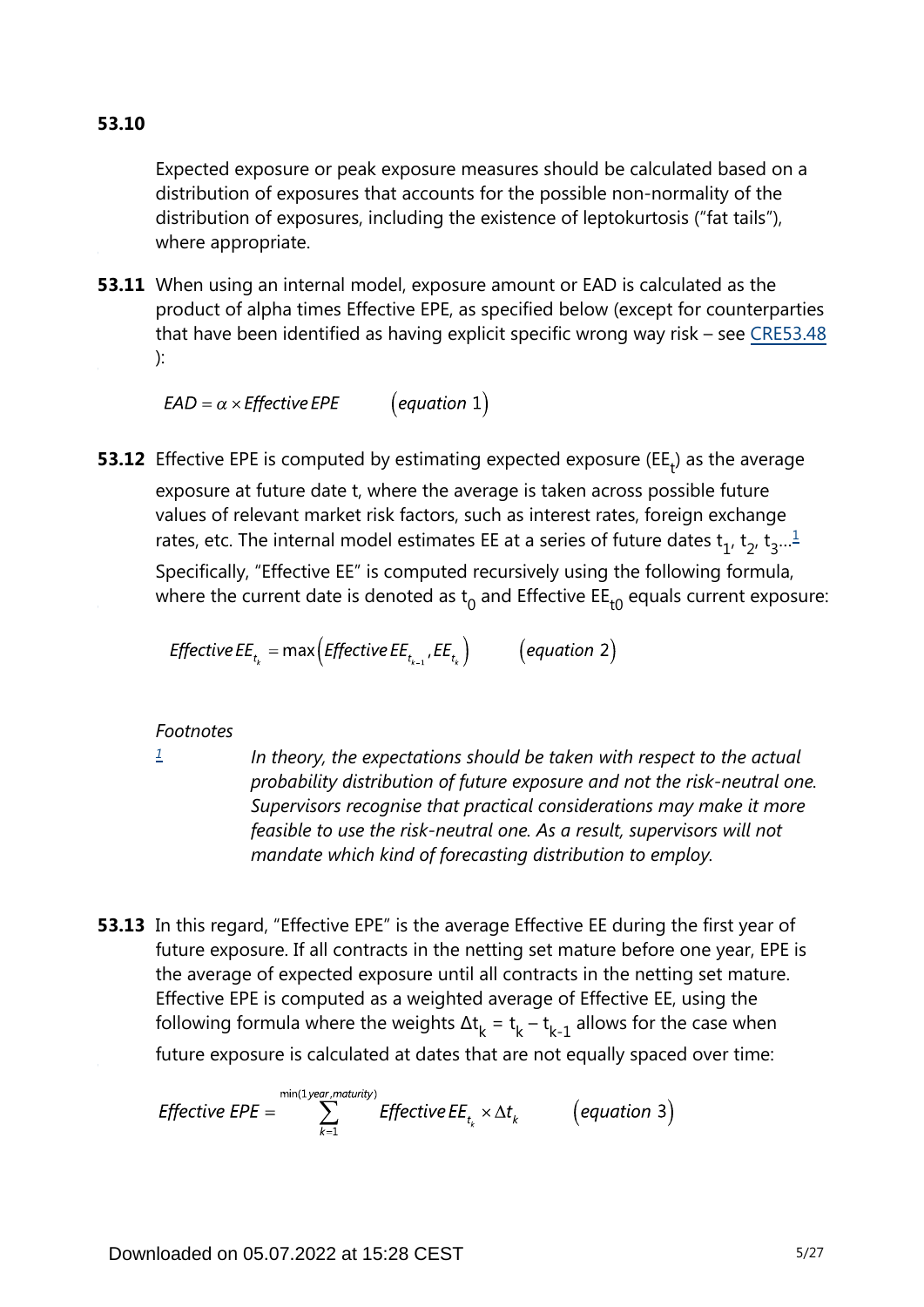**53.10** Expected exposure or peak exposure measures should be calculated based on a distribution of exposures that accounts for the possible non-normality of the distribution of exposures, including the existence of leptokurtosis ("fat tails"), where appropriate.

**53.11** When using an internal model, exposure amount or EAD is calculated as the product of alpha times Effective EPE, as specified below (except for counterparties that have been identified as having explicit specific wrong way risk – see CRE53.48):

$$EAD = \alpha \times Effective\,EPE \qquad (equation\ 1)$$

**53.12** Effective EPE is computed by estimating expected exposure ($EE_t$) as the average exposure at future date t, where the average is taken across possible future values of relevant market risk factors, such as interest rates, foreign exchange rates, etc. The internal model estimates EE at a series of future dates $t_1$, $t_2$, $t_3$...[1] Specifically, "Effective EE" is computed recursively using the following formula, where the current date is denoted as $t_0$ and Effective $EE_{t0}$ equals current exposure:

$$Effective\,EE_{t_k} = \max\left(Effective\,EE_{t_{k-1}}, EE_{t_k}\right) \qquad (equation\ 2)$$

*Footnotes*

[1] *In theory, the expectations should be taken with respect to the actual probability distribution of future exposure and not the risk-neutral one. Supervisors recognise that practical considerations may make it more feasible to use the risk-neutral one. As a result, supervisors will not mandate which kind of forecasting distribution to employ.*

**53.13** In this regard, "Effective EPE" is the average Effective EE during the first year of future exposure. If all contracts in the netting set mature before one year, EPE is the average of expected exposure until all contracts in the netting set mature. Effective EPE is computed as a weighted average of Effective EE, using the following formula where the weights $\Delta t_k = t_k - t_{k-1}$ allows for the case when future exposure is calculated at dates that are not equally spaced over time:

$$Effective\ EPE = \sum_{k=1}^{\min(1\,year,\,maturity)} Effective\,EE_{t_k} \times \Delta t_k \qquad (equation\ 3)$$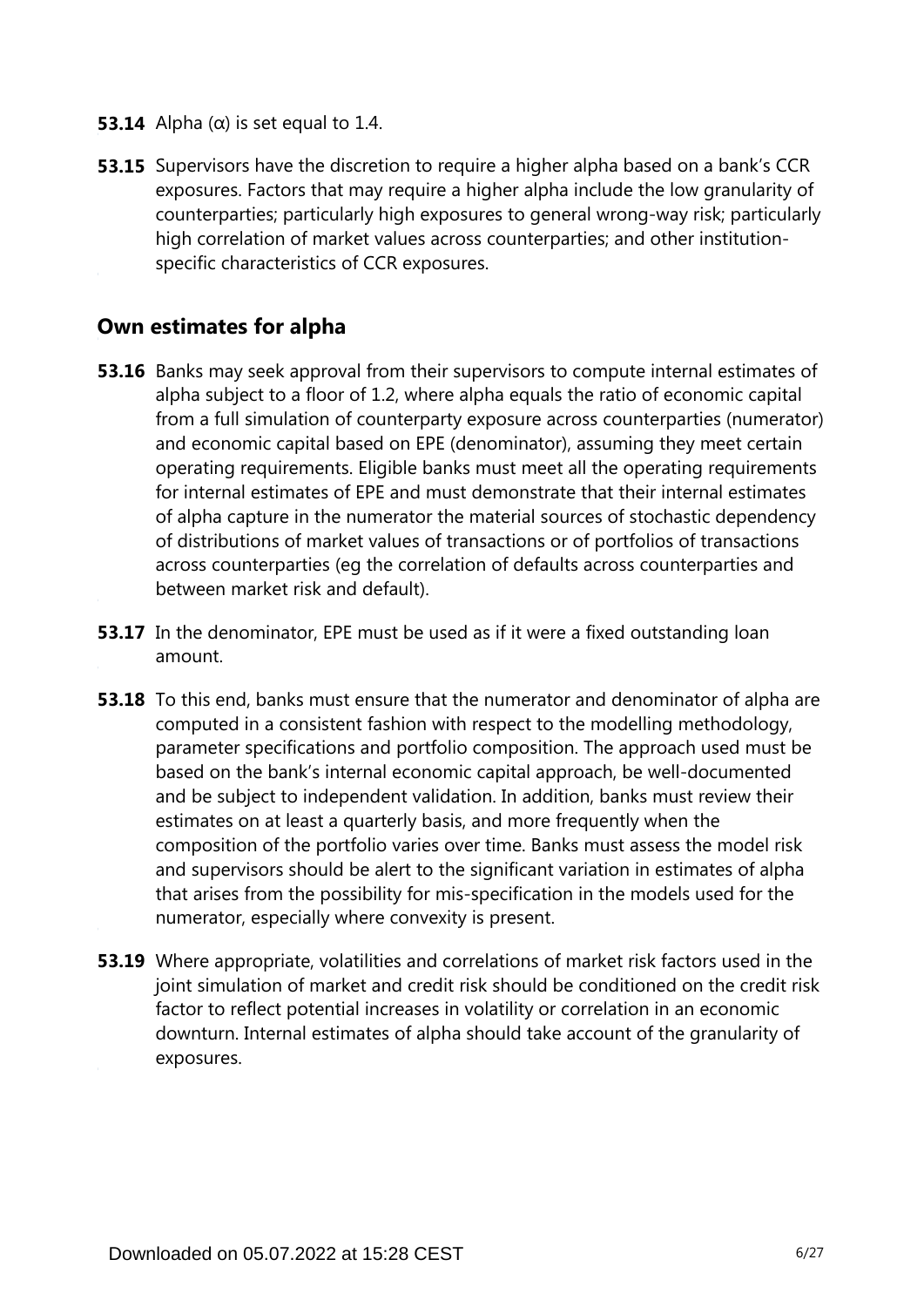**53.14** Alpha (α) is set equal to 1.4.

**53.15** Supervisors have the discretion to require a higher alpha based on a bank's CCR exposures. Factors that may require a higher alpha include the low granularity of counterparties; particularly high exposures to general wrong-way risk; particularly high correlation of market values across counterparties; and other institution-specific characteristics of CCR exposures.

## Own estimates for alpha

**53.16** Banks may seek approval from their supervisors to compute internal estimates of alpha subject to a floor of 1.2, where alpha equals the ratio of economic capital from a full simulation of counterparty exposure across counterparties (numerator) and economic capital based on EPE (denominator), assuming they meet certain operating requirements. Eligible banks must meet all the operating requirements for internal estimates of EPE and must demonstrate that their internal estimates of alpha capture in the numerator the material sources of stochastic dependency of distributions of market values of transactions or of portfolios of transactions across counterparties (eg the correlation of defaults across counterparties and between market risk and default).

**53.17** In the denominator, EPE must be used as if it were a fixed outstanding loan amount.

**53.18** To this end, banks must ensure that the numerator and denominator of alpha are computed in a consistent fashion with respect to the modelling methodology, parameter specifications and portfolio composition. The approach used must be based on the bank's internal economic capital approach, be well-documented and be subject to independent validation. In addition, banks must review their estimates on at least a quarterly basis, and more frequently when the composition of the portfolio varies over time. Banks must assess the model risk and supervisors should be alert to the significant variation in estimates of alpha that arises from the possibility for mis-specification in the models used for the numerator, especially where convexity is present.

**53.19** Where appropriate, volatilities and correlations of market risk factors used in the joint simulation of market and credit risk should be conditioned on the credit risk factor to reflect potential increases in volatility or correlation in an economic downturn. Internal estimates of alpha should take account of the granularity of exposures.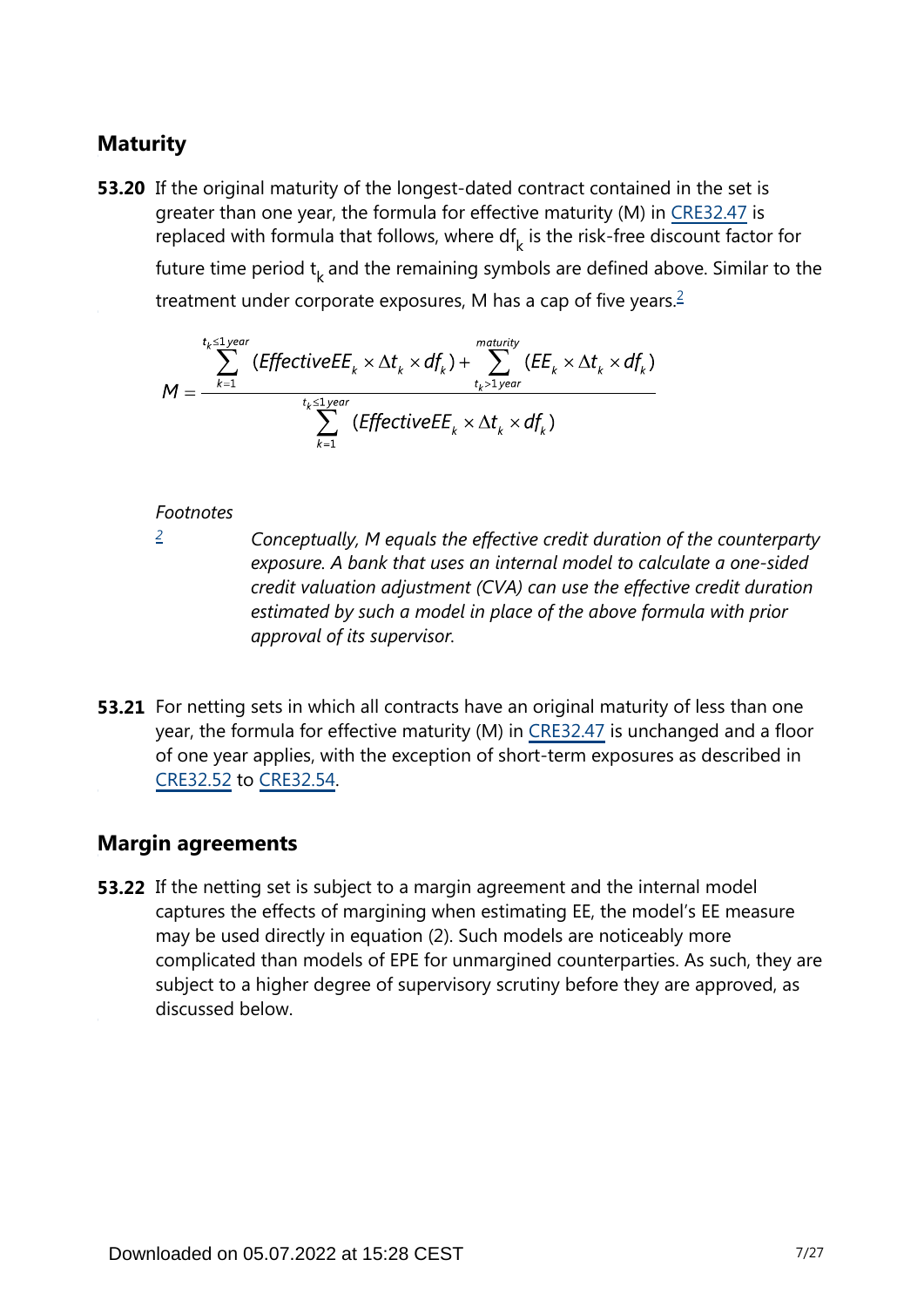## Maturity

**53.20** If the original maturity of the longest-dated contract contained in the set is greater than one year, the formula for effective maturity (M) in CRE32.47 is replaced with formula that follows, where $df_k$ is the risk-free discount factor for future time period $t_k$ and the remaining symbols are defined above. Similar to the treatment under corporate exposures, M has a cap of five years.[2]

$$M = \frac{\sum_{k=1}^{t_k \le 1\,year} (EffectiveEE_k \times \Delta t_k \times df_k) + \sum_{t_k > 1\,year}^{maturity} (EE_k \times \Delta t_k \times df_k)}{\sum_{k=1}^{t_k \le 1\,year} (EffectiveEE_k \times \Delta t_k \times df_k)}$$

*Footnotes*

[2] *Conceptually, M equals the effective credit duration of the counterparty exposure. A bank that uses an internal model to calculate a one-sided credit valuation adjustment (CVA) can use the effective credit duration estimated by such a model in place of the above formula with prior approval of its supervisor.*

**53.21** For netting sets in which all contracts have an original maturity of less than one year, the formula for effective maturity (M) in CRE32.47 is unchanged and a floor of one year applies, with the exception of short-term exposures as described in CRE32.52 to CRE32.54.

## Margin agreements

**53.22** If the netting set is subject to a margin agreement and the internal model captures the effects of margining when estimating EE, the model's EE measure may be used directly in equation (2). Such models are noticeably more complicated than models of EPE for unmargined counterparties. As such, they are subject to a higher degree of supervisory scrutiny before they are approved, as discussed below.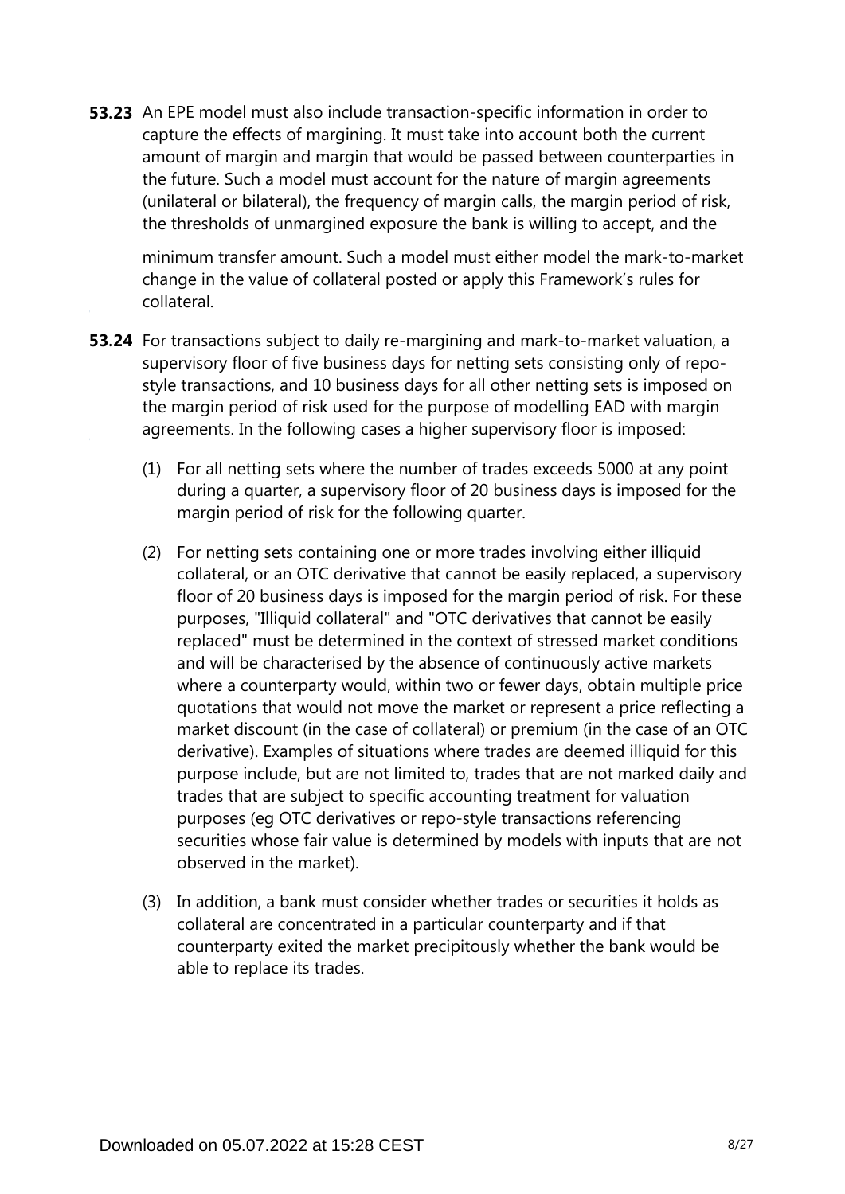**53.23** An EPE model must also include transaction-specific information in order to capture the effects of margining. It must take into account both the current amount of margin and margin that would be passed between counterparties in the future. Such a model must account for the nature of margin agreements (unilateral or bilateral), the frequency of margin calls, the margin period of risk, the thresholds of unmargined exposure the bank is willing to accept, and the minimum transfer amount. Such a model must either model the mark-to-market change in the value of collateral posted or apply this Framework's rules for collateral.

**53.24** For transactions subject to daily re-margining and mark-to-market valuation, a supervisory floor of five business days for netting sets consisting only of repo-style transactions, and 10 business days for all other netting sets is imposed on the margin period of risk used for the purpose of modelling EAD with margin agreements. In the following cases a higher supervisory floor is imposed:

(1) For all netting sets where the number of trades exceeds 5000 at any point during a quarter, a supervisory floor of 20 business days is imposed for the margin period of risk for the following quarter.

(2) For netting sets containing one or more trades involving either illiquid collateral, or an OTC derivative that cannot be easily replaced, a supervisory floor of 20 business days is imposed for the margin period of risk. For these purposes, "Illiquid collateral" and "OTC derivatives that cannot be easily replaced" must be determined in the context of stressed market conditions and will be characterised by the absence of continuously active markets where a counterparty would, within two or fewer days, obtain multiple price quotations that would not move the market or represent a price reflecting a market discount (in the case of collateral) or premium (in the case of an OTC derivative). Examples of situations where trades are deemed illiquid for this purpose include, but are not limited to, trades that are not marked daily and trades that are subject to specific accounting treatment for valuation purposes (eg OTC derivatives or repo-style transactions referencing securities whose fair value is determined by models with inputs that are not observed in the market).

(3) In addition, a bank must consider whether trades or securities it holds as collateral are concentrated in a particular counterparty and if that counterparty exited the market precipitously whether the bank would be able to replace its trades.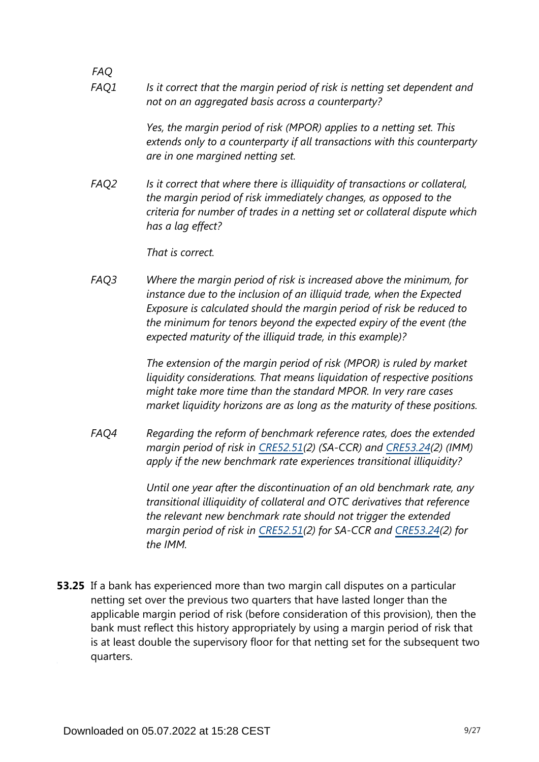*FAQ*

*FAQ1* *Is it correct that the margin period of risk is netting set dependent and not on an aggregated basis across a counterparty?*

*Yes, the margin period of risk (MPOR) applies to a netting set. This extends only to a counterparty if all transactions with this counterparty are in one margined netting set.*

*FAQ2* *Is it correct that where there is illiquidity of transactions or collateral, the margin period of risk immediately changes, as opposed to the criteria for number of trades in a netting set or collateral dispute which has a lag effect?*

*That is correct.*

*FAQ3* *Where the margin period of risk is increased above the minimum, for instance due to the inclusion of an illiquid trade, when the Expected Exposure is calculated should the margin period of risk be reduced to the minimum for tenors beyond the expected expiry of the event (the expected maturity of the illiquid trade, in this example)?*

*The extension of the margin period of risk (MPOR) is ruled by market liquidity considerations. That means liquidation of respective positions might take more time than the standard MPOR. In very rare cases market liquidity horizons are as long as the maturity of these positions.*

*FAQ4* *Regarding the reform of benchmark reference rates, does the extended margin period of risk in [CRE52.51](2) (SA-CCR) and [CRE53.24](2) (IMM) apply if the new benchmark rate experiences transitional illiquidity?*

*Until one year after the discontinuation of an old benchmark rate, any transitional illiquidity of collateral and OTC derivatives that reference the relevant new benchmark rate should not trigger the extended margin period of risk in [CRE52.51](2) for SA-CCR and [CRE53.24](2) for the IMM.*

**53.25** If a bank has experienced more than two margin call disputes on a particular netting set over the previous two quarters that have lasted longer than the applicable margin period of risk (before consideration of this provision), then the bank must reflect this history appropriately by using a margin period of risk that is at least double the supervisory floor for that netting set for the subsequent two quarters.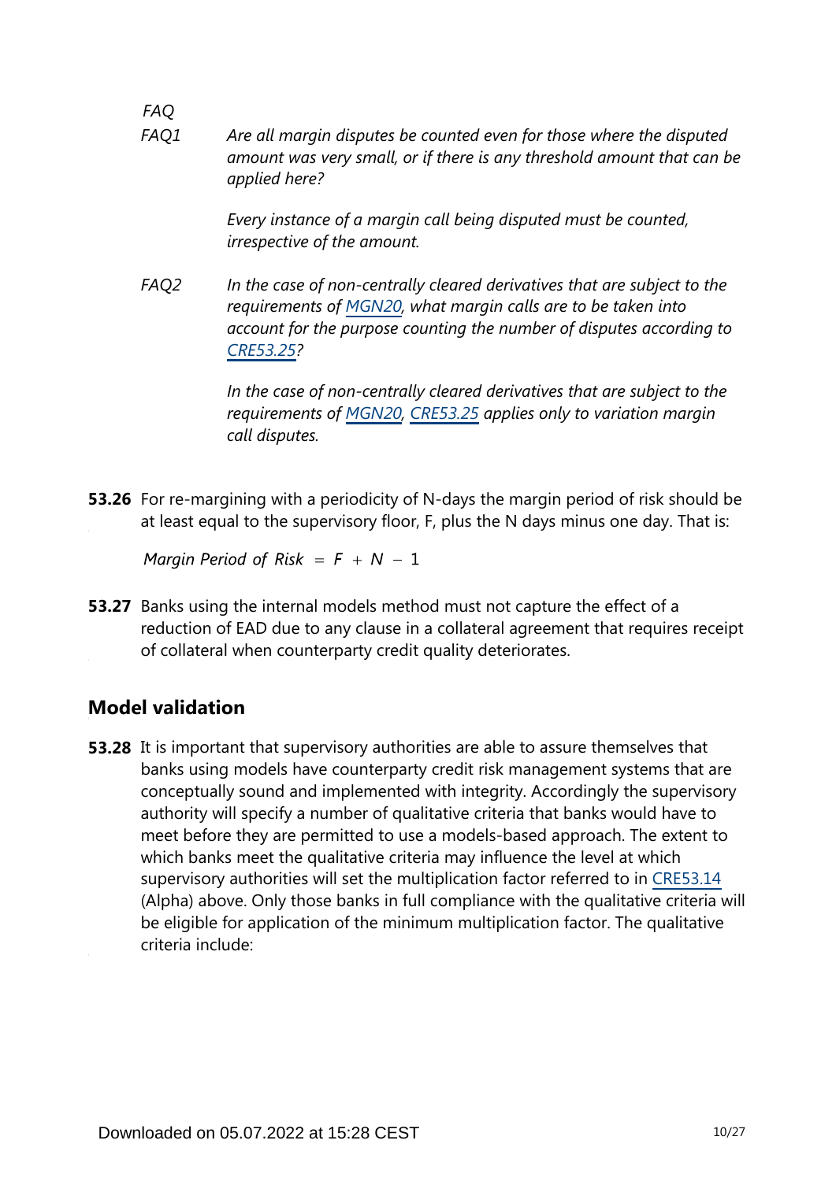*FAQ*

*FAQ1* *Are all margin disputes be counted even for those where the disputed amount was very small, or if there is any threshold amount that can be applied here?*

*Every instance of a margin call being disputed must be counted, irrespective of the amount.*

*FAQ2* *In the case of non-centrally cleared derivatives that are subject to the requirements of MGN20, what margin calls are to be taken into account for the purpose counting the number of disputes according to CRE53.25?*

*In the case of non-centrally cleared derivatives that are subject to the requirements of MGN20, CRE53.25 applies only to variation margin call disputes.*

**53.26** For re-margining with a periodicity of N-days the margin period of risk should be at least equal to the supervisory floor, F, plus the N days minus one day. That is:

$$\text{Margin Period of Risk} = F + N - 1$$

**53.27** Banks using the internal models method must not capture the effect of a reduction of EAD due to any clause in a collateral agreement that requires receipt of collateral when counterparty credit quality deteriorates.

## Model validation

**53.28** It is important that supervisory authorities are able to assure themselves that banks using models have counterparty credit risk management systems that are conceptually sound and implemented with integrity. Accordingly the supervisory authority will specify a number of qualitative criteria that banks would have to meet before they are permitted to use a models-based approach. The extent to which banks meet the qualitative criteria may influence the level at which supervisory authorities will set the multiplication factor referred to in CRE53.14 (Alpha) above. Only those banks in full compliance with the qualitative criteria will be eligible for application of the minimum multiplication factor. The qualitative criteria include: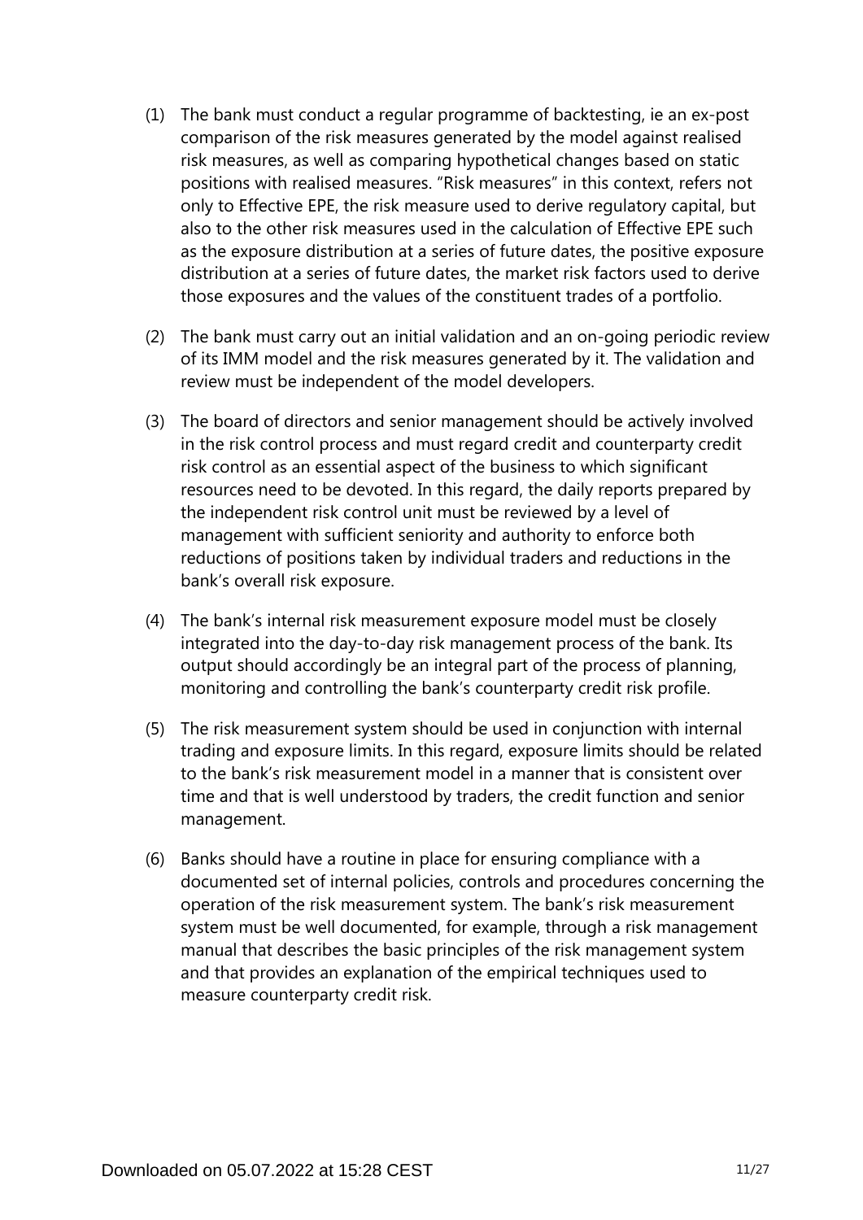(1) The bank must conduct a regular programme of backtesting, ie an ex-post comparison of the risk measures generated by the model against realised risk measures, as well as comparing hypothetical changes based on static positions with realised measures. "Risk measures" in this context, refers not only to Effective EPE, the risk measure used to derive regulatory capital, but also to the other risk measures used in the calculation of Effective EPE such as the exposure distribution at a series of future dates, the positive exposure distribution at a series of future dates, the market risk factors used to derive those exposures and the values of the constituent trades of a portfolio.

(2) The bank must carry out an initial validation and an on-going periodic review of its IMM model and the risk measures generated by it. The validation and review must be independent of the model developers.

(3) The board of directors and senior management should be actively involved in the risk control process and must regard credit and counterparty credit risk control as an essential aspect of the business to which significant resources need to be devoted. In this regard, the daily reports prepared by the independent risk control unit must be reviewed by a level of management with sufficient seniority and authority to enforce both reductions of positions taken by individual traders and reductions in the bank's overall risk exposure.

(4) The bank's internal risk measurement exposure model must be closely integrated into the day-to-day risk management process of the bank. Its output should accordingly be an integral part of the process of planning, monitoring and controlling the bank's counterparty credit risk profile.

(5) The risk measurement system should be used in conjunction with internal trading and exposure limits. In this regard, exposure limits should be related to the bank's risk measurement model in a manner that is consistent over time and that is well understood by traders, the credit function and senior management.

(6) Banks should have a routine in place for ensuring compliance with a documented set of internal policies, controls and procedures concerning the operation of the risk measurement system. The bank's risk measurement system must be well documented, for example, through a risk management manual that describes the basic principles of the risk management system and that provides an explanation of the empirical techniques used to measure counterparty credit risk.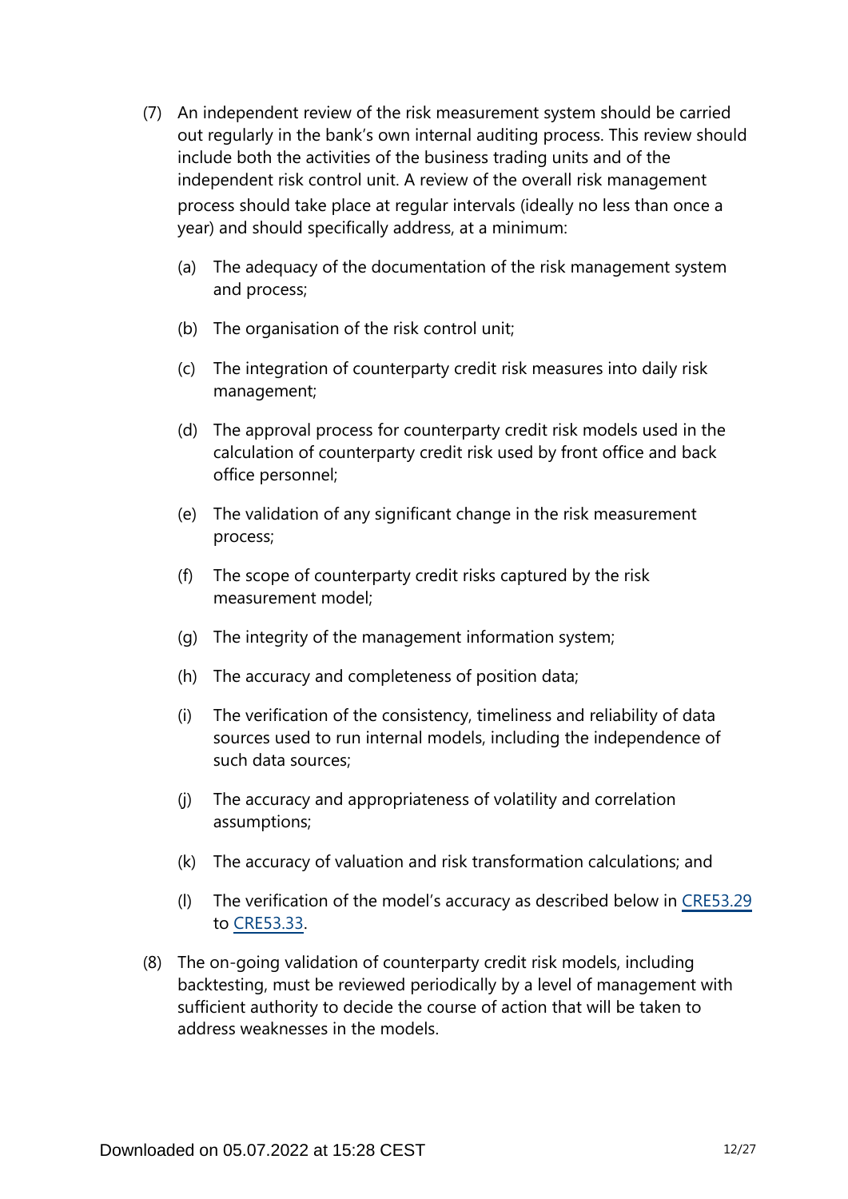(7) An independent review of the risk measurement system should be carried out regularly in the bank's own internal auditing process. This review should include both the activities of the business trading units and of the independent risk control unit. A review of the overall risk management process should take place at regular intervals (ideally no less than once a year) and should specifically address, at a minimum:

   (a) The adequacy of the documentation of the risk management system and process;

   (b) The organisation of the risk control unit;

   (c) The integration of counterparty credit risk measures into daily risk management;

   (d) The approval process for counterparty credit risk models used in the calculation of counterparty credit risk used by front office and back office personnel;

   (e) The validation of any significant change in the risk measurement process;

   (f) The scope of counterparty credit risks captured by the risk measurement model;

   (g) The integrity of the management information system;

   (h) The accuracy and completeness of position data;

   (i) The verification of the consistency, timeliness and reliability of data sources used to run internal models, including the independence of such data sources;

   (j) The accuracy and appropriateness of volatility and correlation assumptions;

   (k) The accuracy of valuation and risk transformation calculations; and

   (l) The verification of the model's accuracy as described below in CRE53.29 to CRE53.33.

(8) The on-going validation of counterparty credit risk models, including backtesting, must be reviewed periodically by a level of management with sufficient authority to decide the course of action that will be taken to address weaknesses in the models.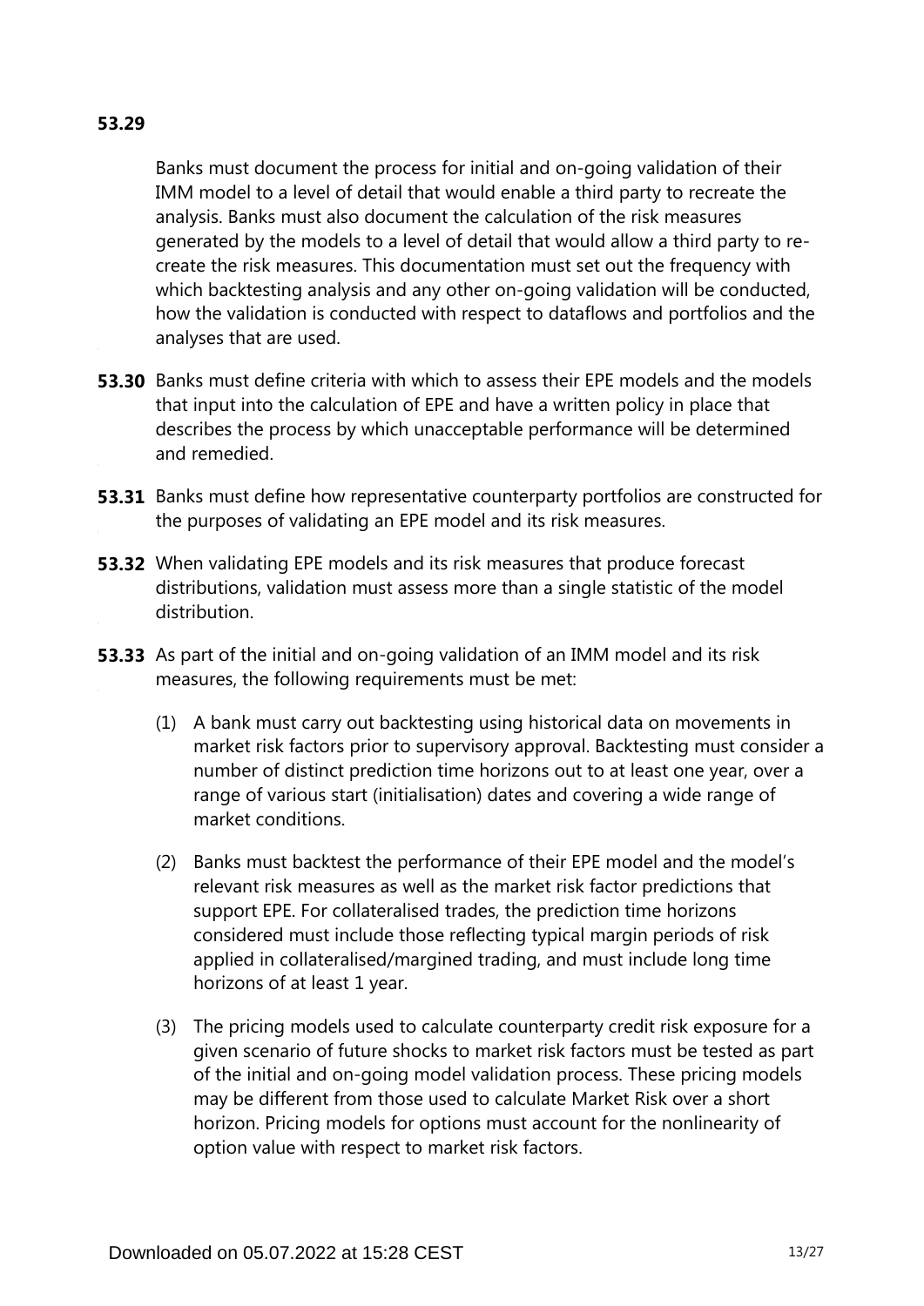**53.29**

Banks must document the process for initial and on-going validation of their IMM model to a level of detail that would enable a third party to recreate the analysis. Banks must also document the calculation of the risk measures generated by the models to a level of detail that would allow a third party to re-create the risk measures. This documentation must set out the frequency with which backtesting analysis and any other on-going validation will be conducted, how the validation is conducted with respect to dataflows and portfolios and the analyses that are used.

**53.30** Banks must define criteria with which to assess their EPE models and the models that input into the calculation of EPE and have a written policy in place that describes the process by which unacceptable performance will be determined and remedied.

**53.31** Banks must define how representative counterparty portfolios are constructed for the purposes of validating an EPE model and its risk measures.

**53.32** When validating EPE models and its risk measures that produce forecast distributions, validation must assess more than a single statistic of the model distribution.

**53.33** As part of the initial and on-going validation of an IMM model and its risk measures, the following requirements must be met:

(1) A bank must carry out backtesting using historical data on movements in market risk factors prior to supervisory approval. Backtesting must consider a number of distinct prediction time horizons out to at least one year, over a range of various start (initialisation) dates and covering a wide range of market conditions.

(2) Banks must backtest the performance of their EPE model and the model's relevant risk measures as well as the market risk factor predictions that support EPE. For collateralised trades, the prediction time horizons considered must include those reflecting typical margin periods of risk applied in collateralised/margined trading, and must include long time horizons of at least 1 year.

(3) The pricing models used to calculate counterparty credit risk exposure for a given scenario of future shocks to market risk factors must be tested as part of the initial and on-going model validation process. These pricing models may be different from those used to calculate Market Risk over a short horizon. Pricing models for options must account for the nonlinearity of option value with respect to market risk factors.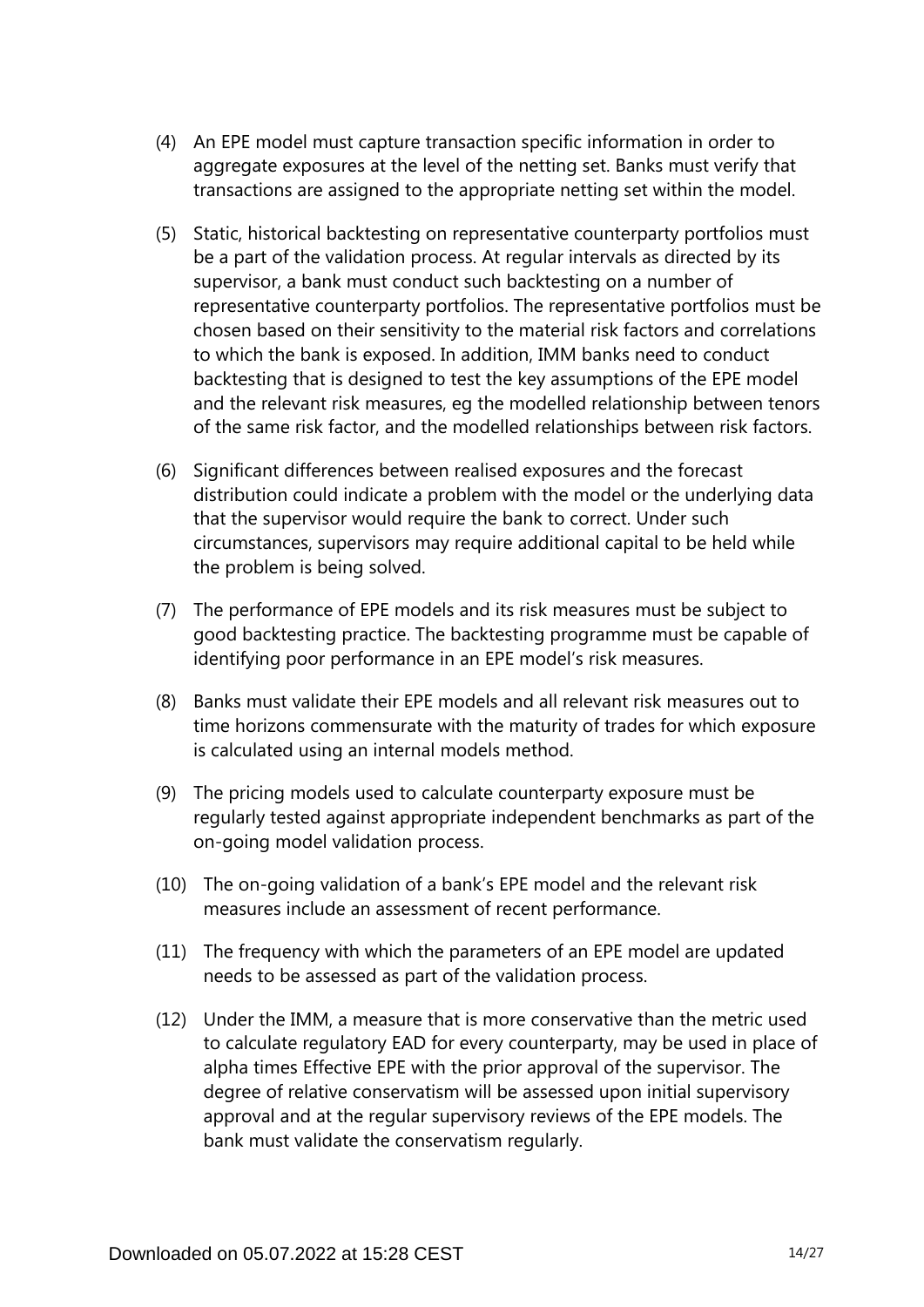(4) An EPE model must capture transaction specific information in order to aggregate exposures at the level of the netting set. Banks must verify that transactions are assigned to the appropriate netting set within the model.

(5) Static, historical backtesting on representative counterparty portfolios must be a part of the validation process. At regular intervals as directed by its supervisor, a bank must conduct such backtesting on a number of representative counterparty portfolios. The representative portfolios must be chosen based on their sensitivity to the material risk factors and correlations to which the bank is exposed. In addition, IMM banks need to conduct backtesting that is designed to test the key assumptions of the EPE model and the relevant risk measures, eg the modelled relationship between tenors of the same risk factor, and the modelled relationships between risk factors.

(6) Significant differences between realised exposures and the forecast distribution could indicate a problem with the model or the underlying data that the supervisor would require the bank to correct. Under such circumstances, supervisors may require additional capital to be held while the problem is being solved.

(7) The performance of EPE models and its risk measures must be subject to good backtesting practice. The backtesting programme must be capable of identifying poor performance in an EPE model's risk measures.

(8) Banks must validate their EPE models and all relevant risk measures out to time horizons commensurate with the maturity of trades for which exposure is calculated using an internal models method.

(9) The pricing models used to calculate counterparty exposure must be regularly tested against appropriate independent benchmarks as part of the on-going model validation process.

(10) The on-going validation of a bank's EPE model and the relevant risk measures include an assessment of recent performance.

(11) The frequency with which the parameters of an EPE model are updated needs to be assessed as part of the validation process.

(12) Under the IMM, a measure that is more conservative than the metric used to calculate regulatory EAD for every counterparty, may be used in place of alpha times Effective EPE with the prior approval of the supervisor. The degree of relative conservatism will be assessed upon initial supervisory approval and at the regular supervisory reviews of the EPE models. The bank must validate the conservatism regularly.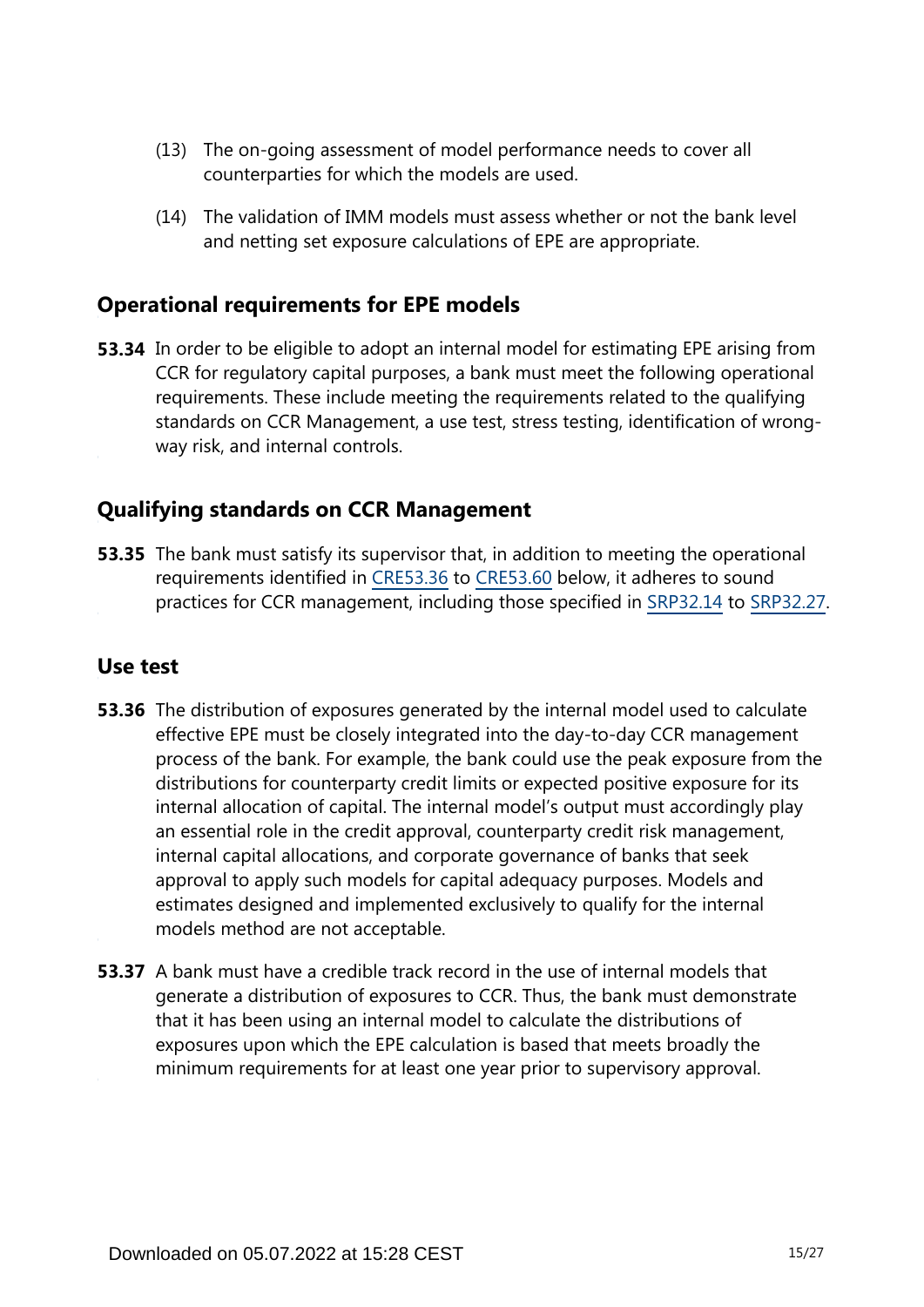(13) The on-going assessment of model performance needs to cover all counterparties for which the models are used.

(14) The validation of IMM models must assess whether or not the bank level and netting set exposure calculations of EPE are appropriate.

## Operational requirements for EPE models

**53.34** In order to be eligible to adopt an internal model for estimating EPE arising from CCR for regulatory capital purposes, a bank must meet the following operational requirements. These include meeting the requirements related to the qualifying standards on CCR Management, a use test, stress testing, identification of wrong-way risk, and internal controls.

## Qualifying standards on CCR Management

**53.35** The bank must satisfy its supervisor that, in addition to meeting the operational requirements identified in CRE53.36 to CRE53.60 below, it adheres to sound practices for CCR management, including those specified in SRP32.14 to SRP32.27.

## Use test

**53.36** The distribution of exposures generated by the internal model used to calculate effective EPE must be closely integrated into the day-to-day CCR management process of the bank. For example, the bank could use the peak exposure from the distributions for counterparty credit limits or expected positive exposure for its internal allocation of capital. The internal model's output must accordingly play an essential role in the credit approval, counterparty credit risk management, internal capital allocations, and corporate governance of banks that seek approval to apply such models for capital adequacy purposes. Models and estimates designed and implemented exclusively to qualify for the internal models method are not acceptable.

**53.37** A bank must have a credible track record in the use of internal models that generate a distribution of exposures to CCR. Thus, the bank must demonstrate that it has been using an internal model to calculate the distributions of exposures upon which the EPE calculation is based that meets broadly the minimum requirements for at least one year prior to supervisory approval.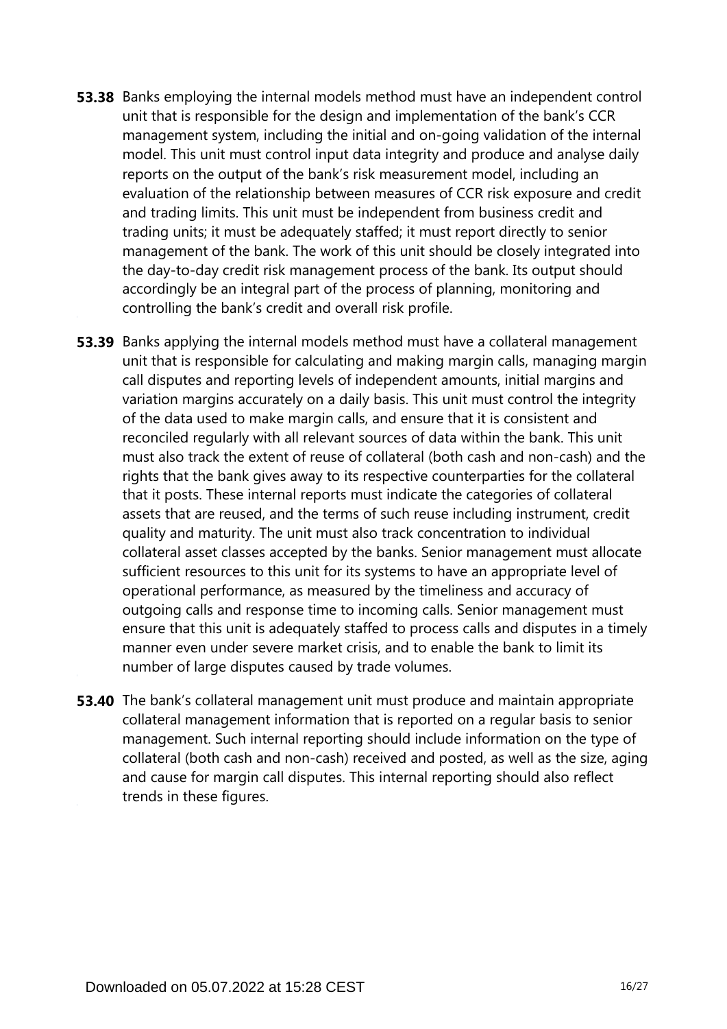**53.38** Banks employing the internal models method must have an independent control unit that is responsible for the design and implementation of the bank's CCR management system, including the initial and on-going validation of the internal model. This unit must control input data integrity and produce and analyse daily reports on the output of the bank's risk measurement model, including an evaluation of the relationship between measures of CCR risk exposure and credit and trading limits. This unit must be independent from business credit and trading units; it must be adequately staffed; it must report directly to senior management of the bank. The work of this unit should be closely integrated into the day-to-day credit risk management process of the bank. Its output should accordingly be an integral part of the process of planning, monitoring and controlling the bank's credit and overall risk profile.

**53.39** Banks applying the internal models method must have a collateral management unit that is responsible for calculating and making margin calls, managing margin call disputes and reporting levels of independent amounts, initial margins and variation margins accurately on a daily basis. This unit must control the integrity of the data used to make margin calls, and ensure that it is consistent and reconciled regularly with all relevant sources of data within the bank. This unit must also track the extent of reuse of collateral (both cash and non-cash) and the rights that the bank gives away to its respective counterparties for the collateral that it posts. These internal reports must indicate the categories of collateral assets that are reused, and the terms of such reuse including instrument, credit quality and maturity. The unit must also track concentration to individual collateral asset classes accepted by the banks. Senior management must allocate sufficient resources to this unit for its systems to have an appropriate level of operational performance, as measured by the timeliness and accuracy of outgoing calls and response time to incoming calls. Senior management must ensure that this unit is adequately staffed to process calls and disputes in a timely manner even under severe market crisis, and to enable the bank to limit its number of large disputes caused by trade volumes.

**53.40** The bank's collateral management unit must produce and maintain appropriate collateral management information that is reported on a regular basis to senior management. Such internal reporting should include information on the type of collateral (both cash and non-cash) received and posted, as well as the size, aging and cause for margin call disputes. This internal reporting should also reflect trends in these figures.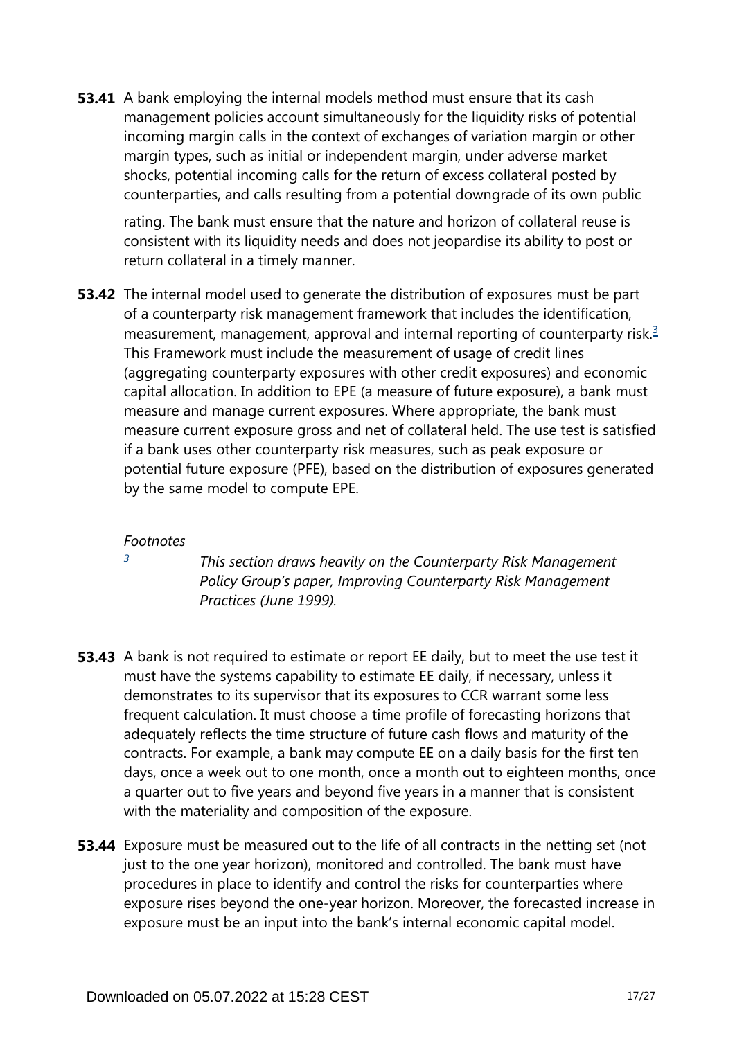**53.41** A bank employing the internal models method must ensure that its cash management policies account simultaneously for the liquidity risks of potential incoming margin calls in the context of exchanges of variation margin or other margin types, such as initial or independent margin, under adverse market shocks, potential incoming calls for the return of excess collateral posted by counterparties, and calls resulting from a potential downgrade of its own public rating. The bank must ensure that the nature and horizon of collateral reuse is consistent with its liquidity needs and does not jeopardise its ability to post or return collateral in a timely manner.

**53.42** The internal model used to generate the distribution of exposures must be part of a counterparty risk management framework that includes the identification, measurement, management, approval and internal reporting of counterparty risk.[3] This Framework must include the measurement of usage of credit lines (aggregating counterparty exposures with other credit exposures) and economic capital allocation. In addition to EPE (a measure of future exposure), a bank must measure and manage current exposures. Where appropriate, the bank must measure current exposure gross and net of collateral held. The use test is satisfied if a bank uses other counterparty risk measures, such as peak exposure or potential future exposure (PFE), based on the distribution of exposures generated by the same model to compute EPE.

*Footnotes*

[3] *This section draws heavily on the Counterparty Risk Management Policy Group's paper, Improving Counterparty Risk Management Practices (June 1999).*

**53.43** A bank is not required to estimate or report EE daily, but to meet the use test it must have the systems capability to estimate EE daily, if necessary, unless it demonstrates to its supervisor that its exposures to CCR warrant some less frequent calculation. It must choose a time profile of forecasting horizons that adequately reflects the time structure of future cash flows and maturity of the contracts. For example, a bank may compute EE on a daily basis for the first ten days, once a week out to one month, once a month out to eighteen months, once a quarter out to five years and beyond five years in a manner that is consistent with the materiality and composition of the exposure.

**53.44** Exposure must be measured out to the life of all contracts in the netting set (not just to the one year horizon), monitored and controlled. The bank must have procedures in place to identify and control the risks for counterparties where exposure rises beyond the one-year horizon. Moreover, the forecasted increase in exposure must be an input into the bank's internal economic capital model.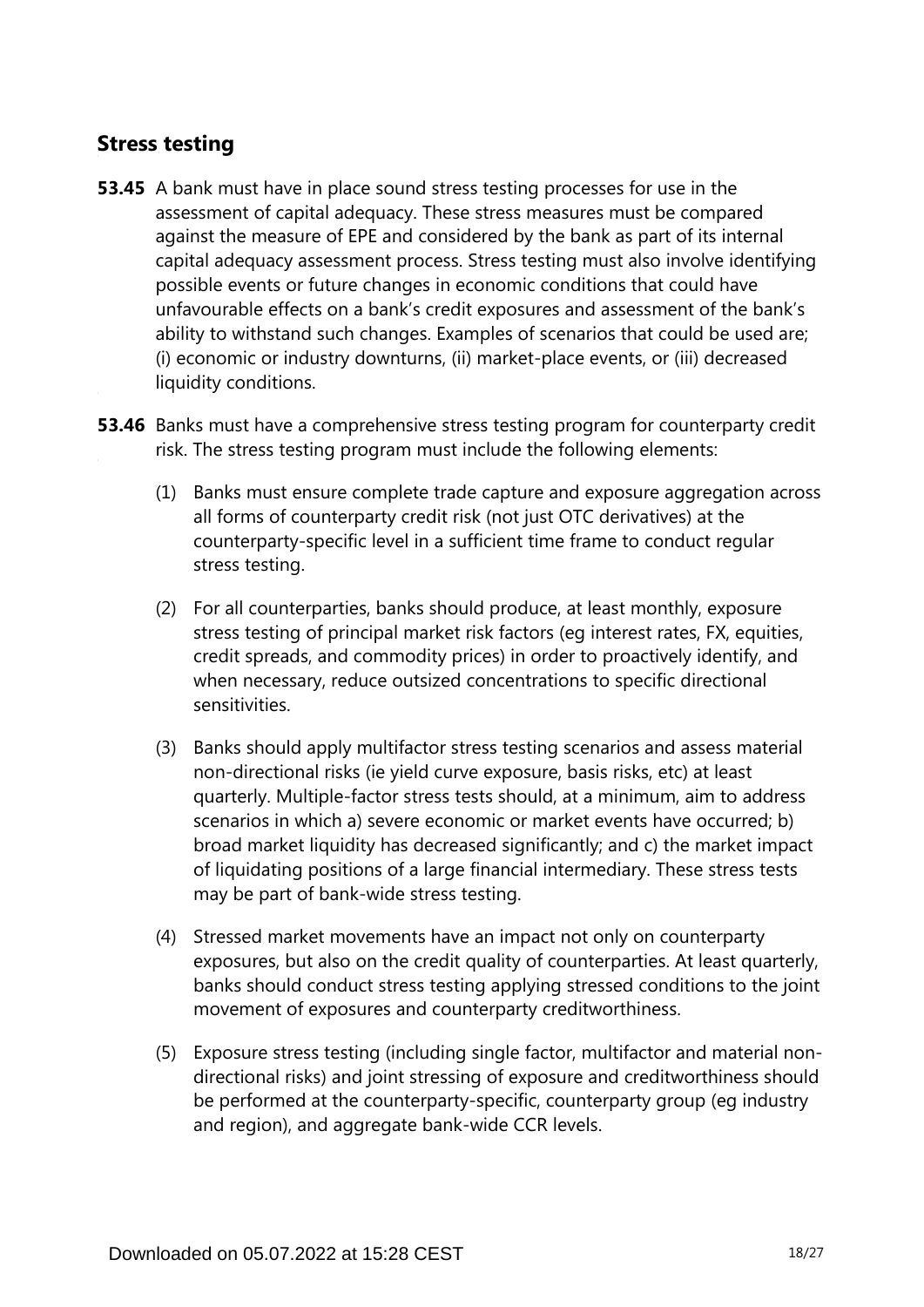## Stress testing

**53.45** A bank must have in place sound stress testing processes for use in the assessment of capital adequacy. These stress measures must be compared against the measure of EPE and considered by the bank as part of its internal capital adequacy assessment process. Stress testing must also involve identifying possible events or future changes in economic conditions that could have unfavourable effects on a bank's credit exposures and assessment of the bank's ability to withstand such changes. Examples of scenarios that could be used are; (i) economic or industry downturns, (ii) market-place events, or (iii) decreased liquidity conditions.

**53.46** Banks must have a comprehensive stress testing program for counterparty credit risk. The stress testing program must include the following elements:

(1) Banks must ensure complete trade capture and exposure aggregation across all forms of counterparty credit risk (not just OTC derivatives) at the counterparty-specific level in a sufficient time frame to conduct regular stress testing.

(2) For all counterparties, banks should produce, at least monthly, exposure stress testing of principal market risk factors (eg interest rates, FX, equities, credit spreads, and commodity prices) in order to proactively identify, and when necessary, reduce outsized concentrations to specific directional sensitivities.

(3) Banks should apply multifactor stress testing scenarios and assess material non-directional risks (ie yield curve exposure, basis risks, etc) at least quarterly. Multiple-factor stress tests should, at a minimum, aim to address scenarios in which a) severe economic or market events have occurred; b) broad market liquidity has decreased significantly; and c) the market impact of liquidating positions of a large financial intermediary. These stress tests may be part of bank-wide stress testing.

(4) Stressed market movements have an impact not only on counterparty exposures, but also on the credit quality of counterparties. At least quarterly, banks should conduct stress testing applying stressed conditions to the joint movement of exposures and counterparty creditworthiness.

(5) Exposure stress testing (including single factor, multifactor and material non-directional risks) and joint stressing of exposure and creditworthiness should be performed at the counterparty-specific, counterparty group (eg industry and region), and aggregate bank-wide CCR levels.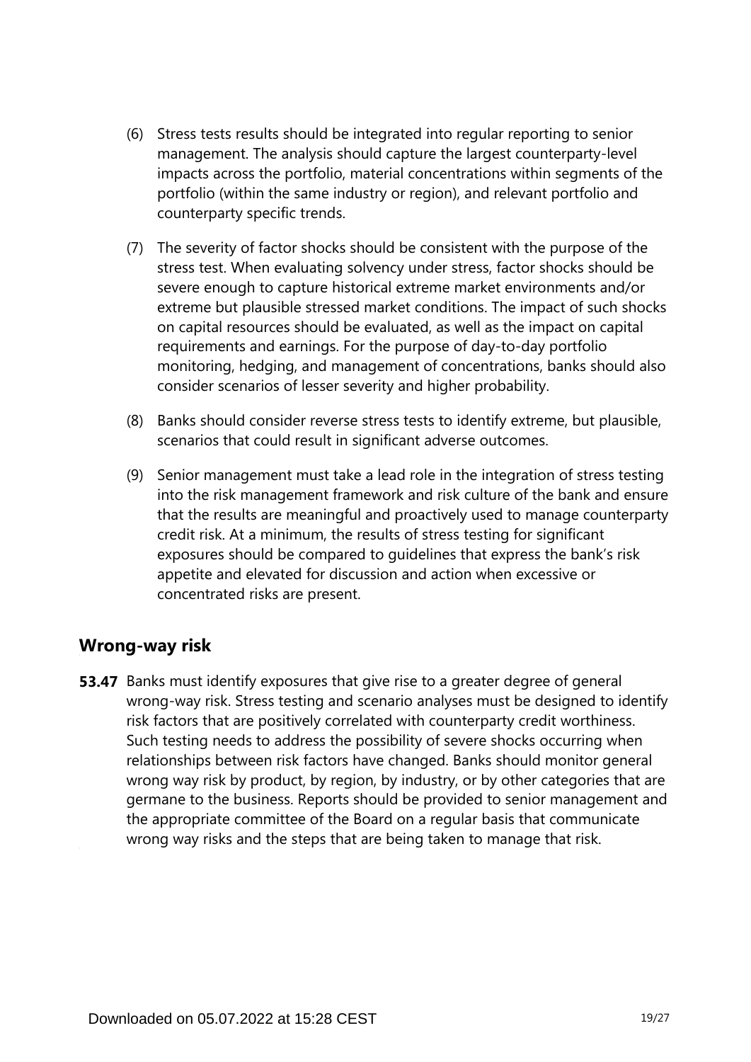(6) Stress tests results should be integrated into regular reporting to senior management. The analysis should capture the largest counterparty-level impacts across the portfolio, material concentrations within segments of the portfolio (within the same industry or region), and relevant portfolio and counterparty specific trends.

(7) The severity of factor shocks should be consistent with the purpose of the stress test. When evaluating solvency under stress, factor shocks should be severe enough to capture historical extreme market environments and/or extreme but plausible stressed market conditions. The impact of such shocks on capital resources should be evaluated, as well as the impact on capital requirements and earnings. For the purpose of day-to-day portfolio monitoring, hedging, and management of concentrations, banks should also consider scenarios of lesser severity and higher probability.

(8) Banks should consider reverse stress tests to identify extreme, but plausible, scenarios that could result in significant adverse outcomes.

(9) Senior management must take a lead role in the integration of stress testing into the risk management framework and risk culture of the bank and ensure that the results are meaningful and proactively used to manage counterparty credit risk. At a minimum, the results of stress testing for significant exposures should be compared to guidelines that express the bank's risk appetite and elevated for discussion and action when excessive or concentrated risks are present.

## Wrong-way risk

**53.47** Banks must identify exposures that give rise to a greater degree of general wrong-way risk. Stress testing and scenario analyses must be designed to identify risk factors that are positively correlated with counterparty credit worthiness. Such testing needs to address the possibility of severe shocks occurring when relationships between risk factors have changed. Banks should monitor general wrong way risk by product, by region, by industry, or by other categories that are germane to the business. Reports should be provided to senior management and the appropriate committee of the Board on a regular basis that communicate wrong way risks and the steps that are being taken to manage that risk.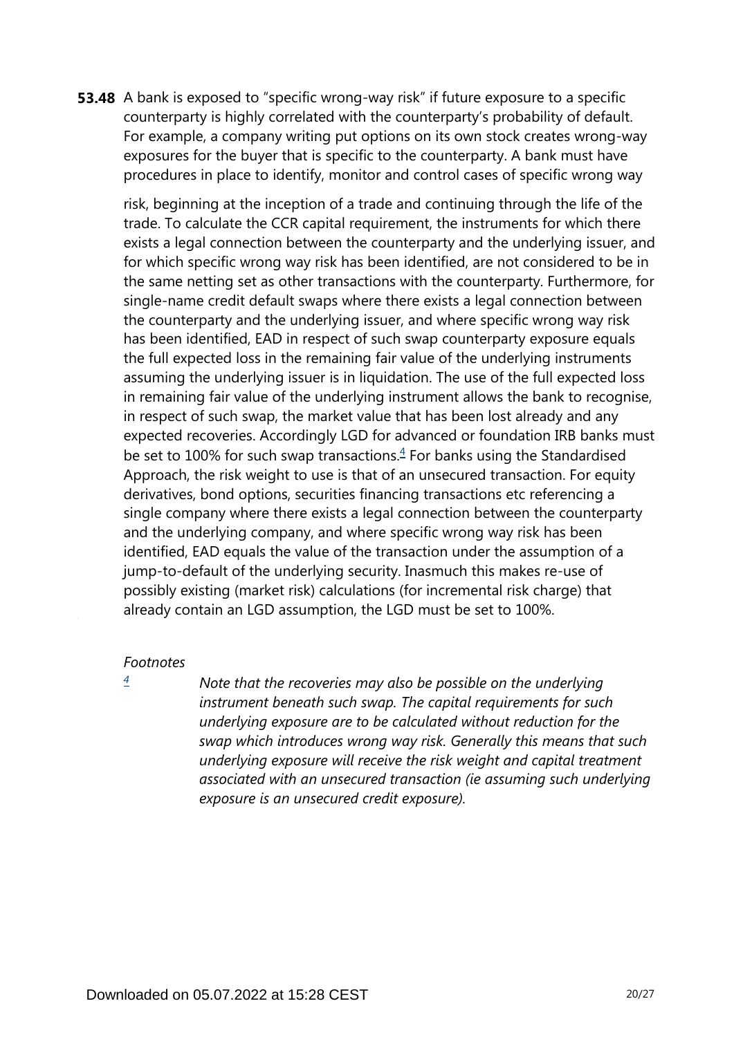**53.48** A bank is exposed to "specific wrong-way risk" if future exposure to a specific counterparty is highly correlated with the counterparty's probability of default. For example, a company writing put options on its own stock creates wrong-way exposures for the buyer that is specific to the counterparty. A bank must have procedures in place to identify, monitor and control cases of specific wrong way risk, beginning at the inception of a trade and continuing through the life of the trade. To calculate the CCR capital requirement, the instruments for which there exists a legal connection between the counterparty and the underlying issuer, and for which specific wrong way risk has been identified, are not considered to be in the same netting set as other transactions with the counterparty. Furthermore, for single-name credit default swaps where there exists a legal connection between the counterparty and the underlying issuer, and where specific wrong way risk has been identified, EAD in respect of such swap counterparty exposure equals the full expected loss in the remaining fair value of the underlying instruments assuming the underlying issuer is in liquidation. The use of the full expected loss in remaining fair value of the underlying instrument allows the bank to recognise, in respect of such swap, the market value that has been lost already and any expected recoveries. Accordingly LGD for advanced or foundation IRB banks must be set to 100% for such swap transactions.[4] For banks using the Standardised Approach, the risk weight to use is that of an unsecured transaction. For equity derivatives, bond options, securities financing transactions etc referencing a single company where there exists a legal connection between the counterparty and the underlying company, and where specific wrong way risk has been identified, EAD equals the value of the transaction under the assumption of a jump-to-default of the underlying security. Inasmuch this makes re-use of possibly existing (market risk) calculations (for incremental risk charge) that already contain an LGD assumption, the LGD must be set to 100%.

*Footnotes*

[4] *Note that the recoveries may also be possible on the underlying instrument beneath such swap. The capital requirements for such underlying exposure are to be calculated without reduction for the swap which introduces wrong way risk. Generally this means that such underlying exposure will receive the risk weight and capital treatment associated with an unsecured transaction (ie assuming such underlying exposure is an unsecured credit exposure).*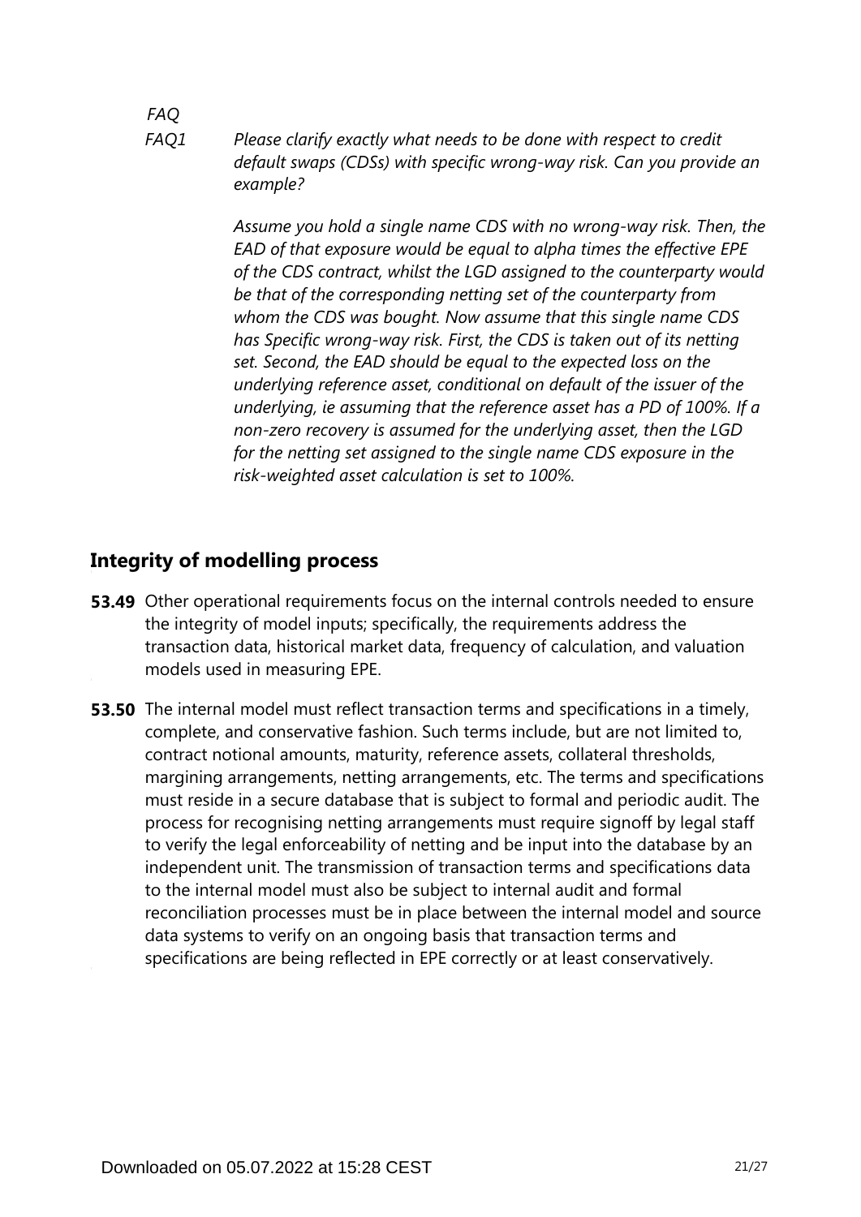*FAQ*

*FAQ1* *Please clarify exactly what needs to be done with respect to credit default swaps (CDSs) with specific wrong-way risk. Can you provide an example?*

*Assume you hold a single name CDS with no wrong-way risk. Then, the EAD of that exposure would be equal to alpha times the effective EPE of the CDS contract, whilst the LGD assigned to the counterparty would be that of the corresponding netting set of the counterparty from whom the CDS was bought. Now assume that this single name CDS has Specific wrong-way risk. First, the CDS is taken out of its netting set. Second, the EAD should be equal to the expected loss on the underlying reference asset, conditional on default of the issuer of the underlying, ie assuming that the reference asset has a PD of 100%. If a non-zero recovery is assumed for the underlying asset, then the LGD for the netting set assigned to the single name CDS exposure in the risk-weighted asset calculation is set to 100%.*

## Integrity of modelling process

**53.49** Other operational requirements focus on the internal controls needed to ensure the integrity of model inputs; specifically, the requirements address the transaction data, historical market data, frequency of calculation, and valuation models used in measuring EPE.

**53.50** The internal model must reflect transaction terms and specifications in a timely, complete, and conservative fashion. Such terms include, but are not limited to, contract notional amounts, maturity, reference assets, collateral thresholds, margining arrangements, netting arrangements, etc. The terms and specifications must reside in a secure database that is subject to formal and periodic audit. The process for recognising netting arrangements must require signoff by legal staff to verify the legal enforceability of netting and be input into the database by an independent unit. The transmission of transaction terms and specifications data to the internal model must also be subject to internal audit and formal reconciliation processes must be in place between the internal model and source data systems to verify on an ongoing basis that transaction terms and specifications are being reflected in EPE correctly or at least conservatively.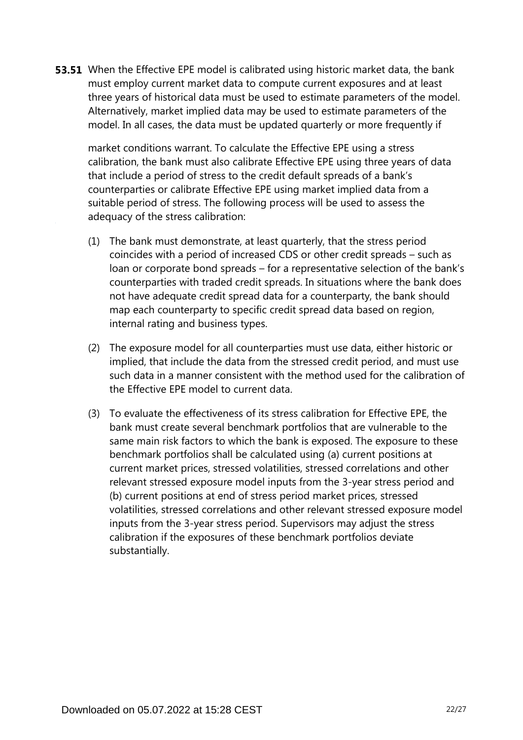**53.51** When the Effective EPE model is calibrated using historic market data, the bank must employ current market data to compute current exposures and at least three years of historical data must be used to estimate parameters of the model. Alternatively, market implied data may be used to estimate parameters of the model. In all cases, the data must be updated quarterly or more frequently if market conditions warrant. To calculate the Effective EPE using a stress calibration, the bank must also calibrate Effective EPE using three years of data that include a period of stress to the credit default spreads of a bank's counterparties or calibrate Effective EPE using market implied data from a suitable period of stress. The following process will be used to assess the adequacy of the stress calibration:

(1) The bank must demonstrate, at least quarterly, that the stress period coincides with a period of increased CDS or other credit spreads – such as loan or corporate bond spreads – for a representative selection of the bank's counterparties with traded credit spreads. In situations where the bank does not have adequate credit spread data for a counterparty, the bank should map each counterparty to specific credit spread data based on region, internal rating and business types.

(2) The exposure model for all counterparties must use data, either historic or implied, that include the data from the stressed credit period, and must use such data in a manner consistent with the method used for the calibration of the Effective EPE model to current data.

(3) To evaluate the effectiveness of its stress calibration for Effective EPE, the bank must create several benchmark portfolios that are vulnerable to the same main risk factors to which the bank is exposed. The exposure to these benchmark portfolios shall be calculated using (a) current positions at current market prices, stressed volatilities, stressed correlations and other relevant stressed exposure model inputs from the 3-year stress period and (b) current positions at end of stress period market prices, stressed volatilities, stressed correlations and other relevant stressed exposure model inputs from the 3-year stress period. Supervisors may adjust the stress calibration if the exposures of these benchmark portfolios deviate substantially.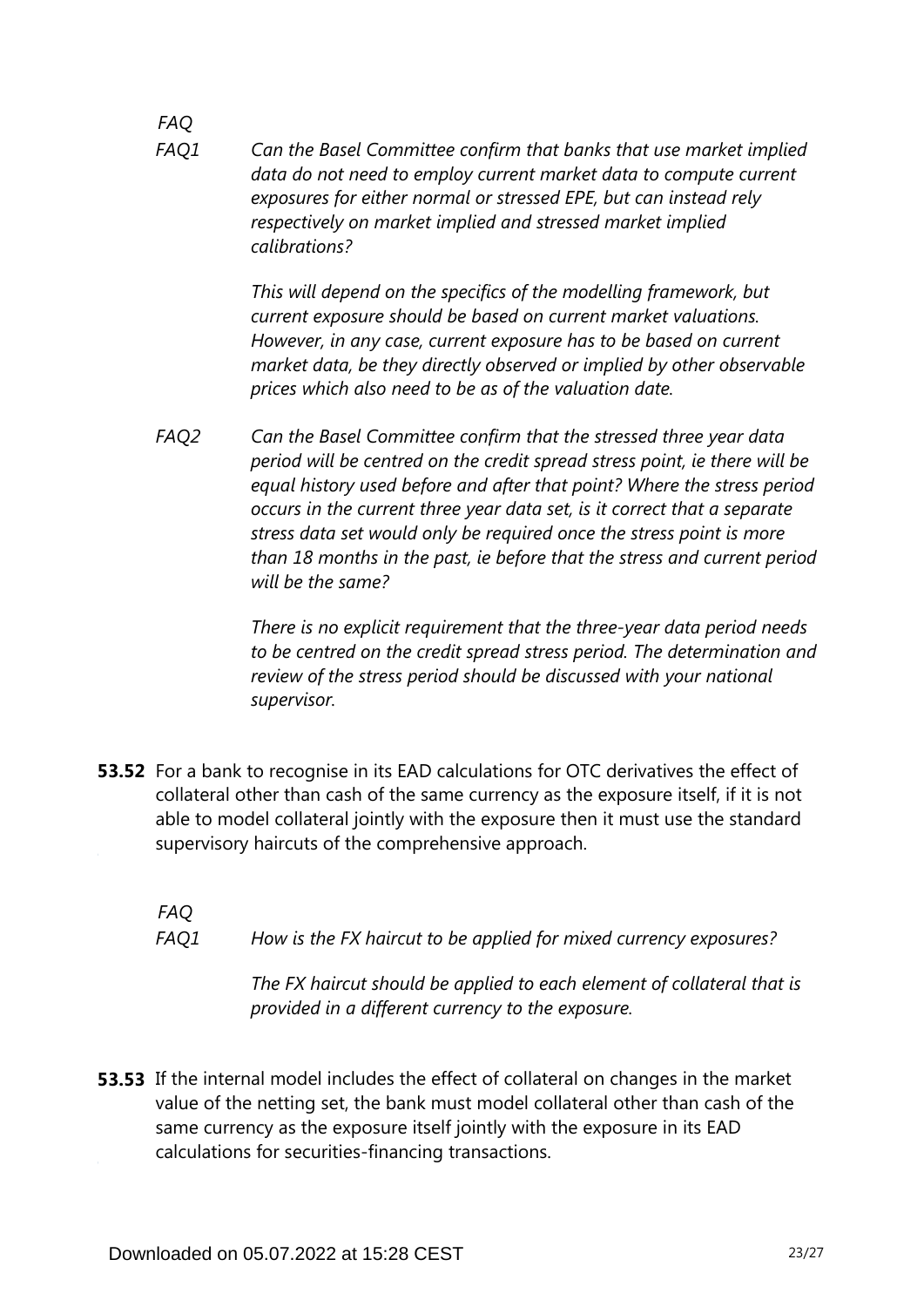*FAQ*

*FAQ1* *Can the Basel Committee confirm that banks that use market implied data do not need to employ current market data to compute current exposures for either normal or stressed EPE, but can instead rely respectively on market implied and stressed market implied calibrations?*

*This will depend on the specifics of the modelling framework, but current exposure should be based on current market valuations. However, in any case, current exposure has to be based on current market data, be they directly observed or implied by other observable prices which also need to be as of the valuation date.*

*FAQ2* *Can the Basel Committee confirm that the stressed three year data period will be centred on the credit spread stress point, ie there will be equal history used before and after that point? Where the stress period occurs in the current three year data set, is it correct that a separate stress data set would only be required once the stress point is more than 18 months in the past, ie before that the stress and current period will be the same?*

*There is no explicit requirement that the three-year data period needs to be centred on the credit spread stress period. The determination and review of the stress period should be discussed with your national supervisor.*

**53.52** For a bank to recognise in its EAD calculations for OTC derivatives the effect of collateral other than cash of the same currency as the exposure itself, if it is not able to model collateral jointly with the exposure then it must use the standard supervisory haircuts of the comprehensive approach.

*FAQ*

*FAQ1* *How is the FX haircut to be applied for mixed currency exposures?*

*The FX haircut should be applied to each element of collateral that is provided in a different currency to the exposure.*

**53.53** If the internal model includes the effect of collateral on changes in the market value of the netting set, the bank must model collateral other than cash of the same currency as the exposure itself jointly with the exposure in its EAD calculations for securities-financing transactions.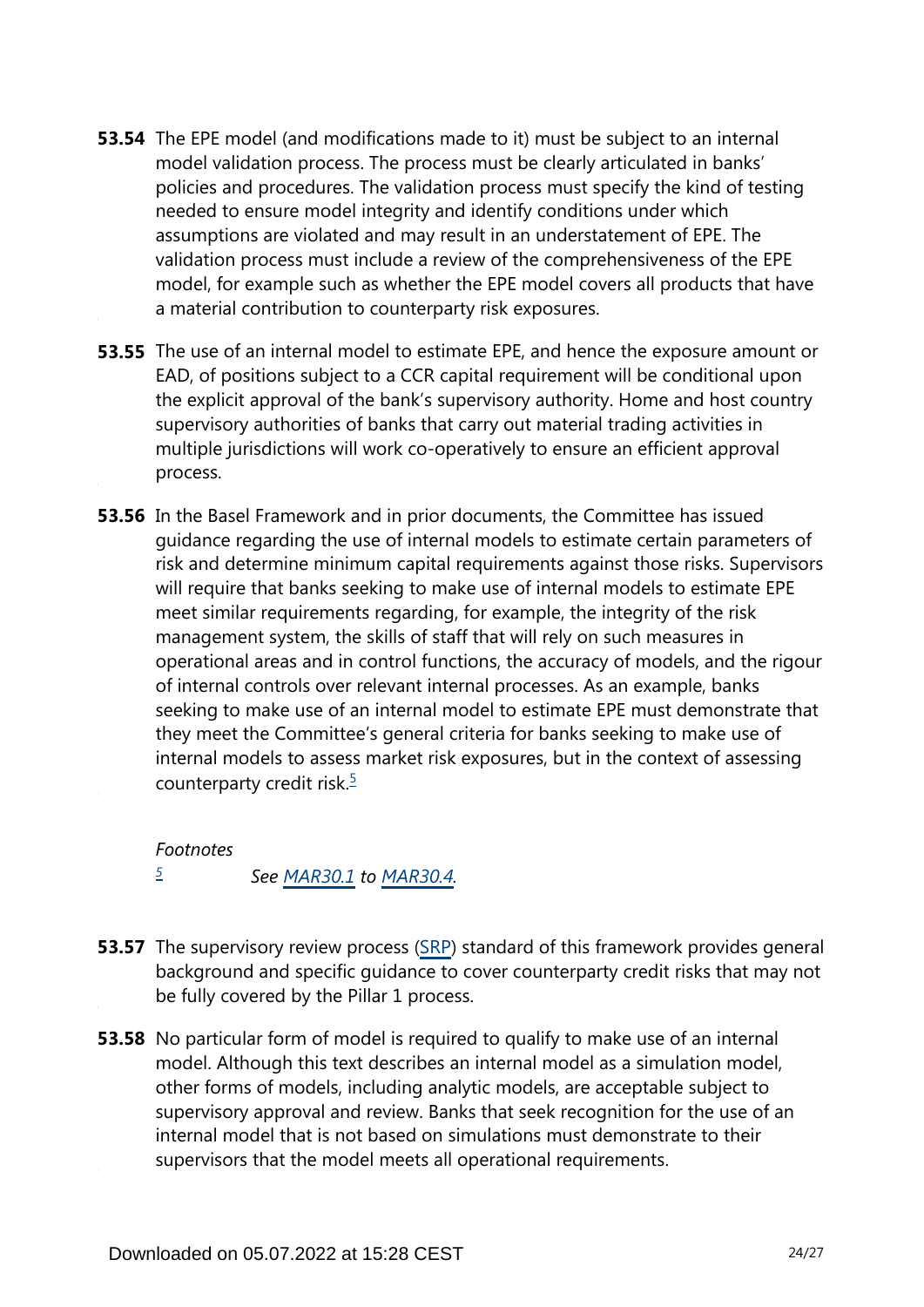**53.54** The EPE model (and modifications made to it) must be subject to an internal model validation process. The process must be clearly articulated in banks' policies and procedures. The validation process must specify the kind of testing needed to ensure model integrity and identify conditions under which assumptions are violated and may result in an understatement of EPE. The validation process must include a review of the comprehensiveness of the EPE model, for example such as whether the EPE model covers all products that have a material contribution to counterparty risk exposures.

**53.55** The use of an internal model to estimate EPE, and hence the exposure amount or EAD, of positions subject to a CCR capital requirement will be conditional upon the explicit approval of the bank's supervisory authority. Home and host country supervisory authorities of banks that carry out material trading activities in multiple jurisdictions will work co-operatively to ensure an efficient approval process.

**53.56** In the Basel Framework and in prior documents, the Committee has issued guidance regarding the use of internal models to estimate certain parameters of risk and determine minimum capital requirements against those risks. Supervisors will require that banks seeking to make use of internal models to estimate EPE meet similar requirements regarding, for example, the integrity of the risk management system, the skills of staff that will rely on such measures in operational areas and in control functions, the accuracy of models, and the rigour of internal controls over relevant internal processes. As an example, banks seeking to make use of an internal model to estimate EPE must demonstrate that they meet the Committee's general criteria for banks seeking to make use of internal models to assess market risk exposures, but in the context of assessing counterparty credit risk.[5]

*Footnotes*

[5] *See MAR30.1 to MAR30.4.*

**53.57** The supervisory review process (SRP) standard of this framework provides general background and specific guidance to cover counterparty credit risks that may not be fully covered by the Pillar 1 process.

**53.58** No particular form of model is required to qualify to make use of an internal model. Although this text describes an internal model as a simulation model, other forms of models, including analytic models, are acceptable subject to supervisory approval and review. Banks that seek recognition for the use of an internal model that is not based on simulations must demonstrate to their supervisors that the model meets all operational requirements.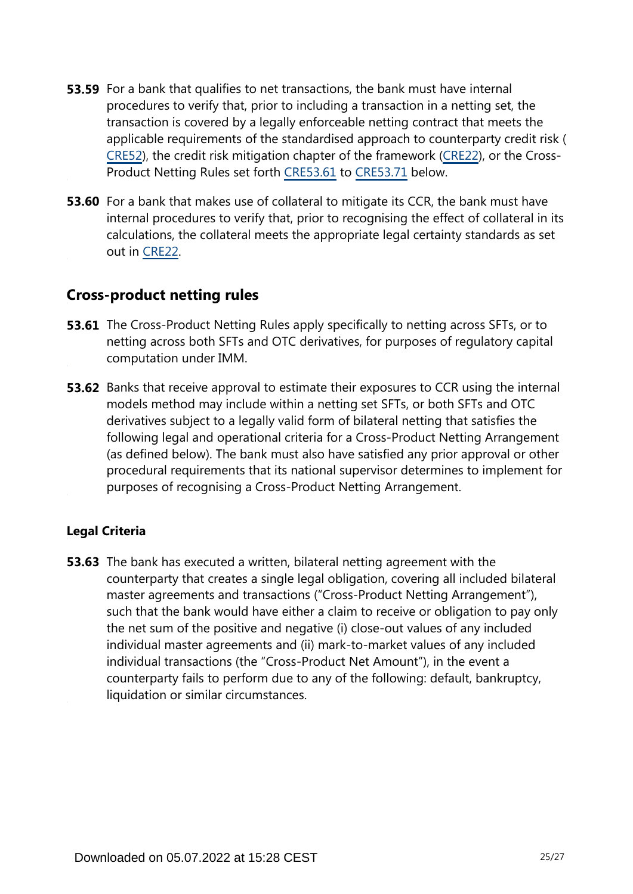**53.59** For a bank that qualifies to net transactions, the bank must have internal procedures to verify that, prior to including a transaction in a netting set, the transaction is covered by a legally enforceable netting contract that meets the applicable requirements of the standardised approach to counterparty credit risk (CRE52), the credit risk mitigation chapter of the framework (CRE22), or the Cross-Product Netting Rules set forth CRE53.61 to CRE53.71 below.

**53.60** For a bank that makes use of collateral to mitigate its CCR, the bank must have internal procedures to verify that, prior to recognising the effect of collateral in its calculations, the collateral meets the appropriate legal certainty standards as set out in CRE22.

## Cross-product netting rules

**53.61** The Cross-Product Netting Rules apply specifically to netting across SFTs, or to netting across both SFTs and OTC derivatives, for purposes of regulatory capital computation under IMM.

**53.62** Banks that receive approval to estimate their exposures to CCR using the internal models method may include within a netting set SFTs, or both SFTs and OTC derivatives subject to a legally valid form of bilateral netting that satisfies the following legal and operational criteria for a Cross-Product Netting Arrangement (as defined below). The bank must also have satisfied any prior approval or other procedural requirements that its national supervisor determines to implement for purposes of recognising a Cross-Product Netting Arrangement.

### Legal Criteria

**53.63** The bank has executed a written, bilateral netting agreement with the counterparty that creates a single legal obligation, covering all included bilateral master agreements and transactions ("Cross-Product Netting Arrangement"), such that the bank would have either a claim to receive or obligation to pay only the net sum of the positive and negative (i) close-out values of any included individual master agreements and (ii) mark-to-market values of any included individual transactions (the "Cross-Product Net Amount"), in the event a counterparty fails to perform due to any of the following: default, bankruptcy, liquidation or similar circumstances.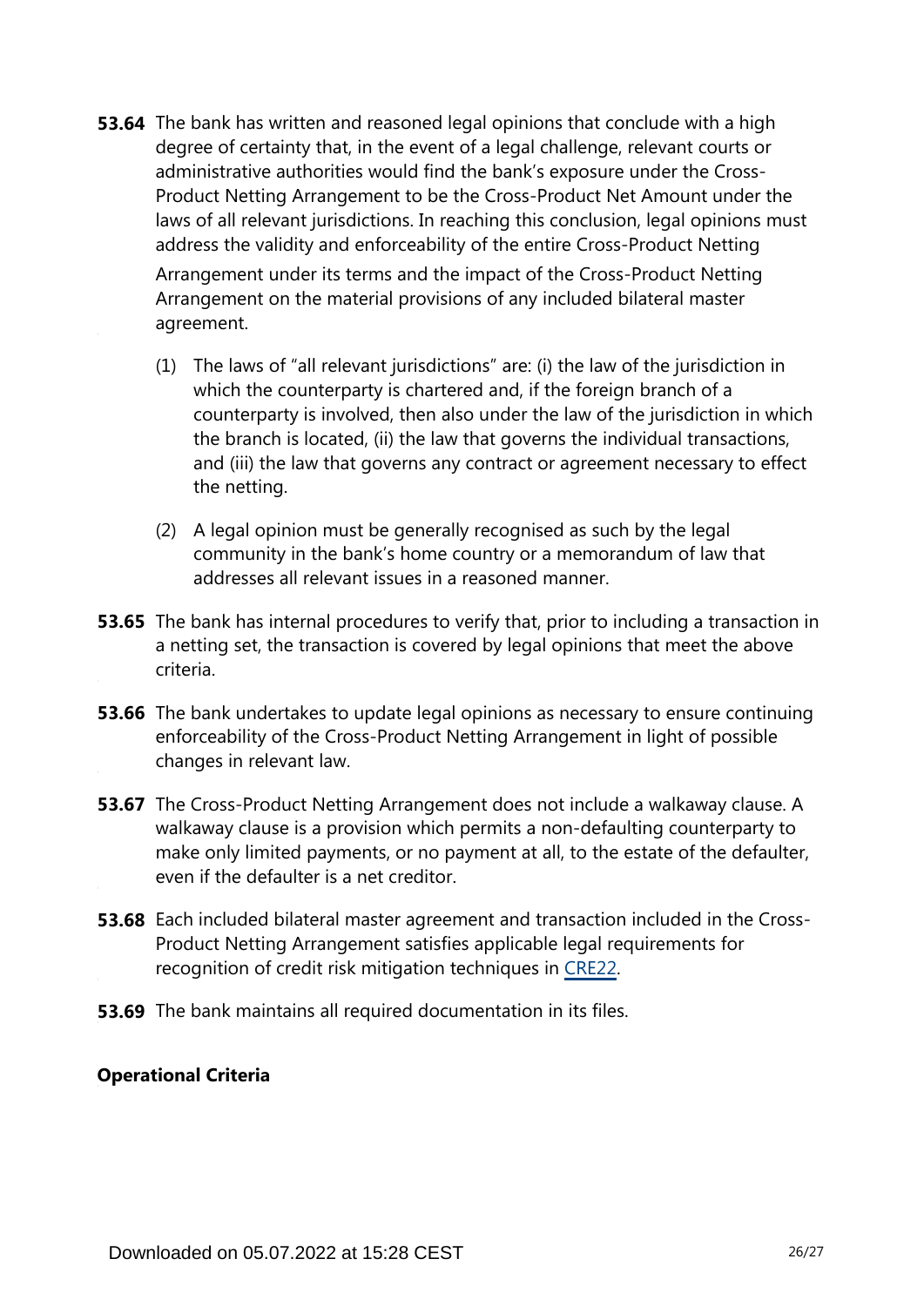**53.64** The bank has written and reasoned legal opinions that conclude with a high degree of certainty that, in the event of a legal challenge, relevant courts or administrative authorities would find the bank's exposure under the Cross-Product Netting Arrangement to be the Cross-Product Net Amount under the laws of all relevant jurisdictions. In reaching this conclusion, legal opinions must address the validity and enforceability of the entire Cross-Product Netting Arrangement under its terms and the impact of the Cross-Product Netting Arrangement on the material provisions of any included bilateral master agreement.

(1) The laws of "all relevant jurisdictions" are: (i) the law of the jurisdiction in which the counterparty is chartered and, if the foreign branch of a counterparty is involved, then also under the law of the jurisdiction in which the branch is located, (ii) the law that governs the individual transactions, and (iii) the law that governs any contract or agreement necessary to effect the netting.

(2) A legal opinion must be generally recognised as such by the legal community in the bank's home country or a memorandum of law that addresses all relevant issues in a reasoned manner.

**53.65** The bank has internal procedures to verify that, prior to including a transaction in a netting set, the transaction is covered by legal opinions that meet the above criteria.

**53.66** The bank undertakes to update legal opinions as necessary to ensure continuing enforceability of the Cross-Product Netting Arrangement in light of possible changes in relevant law.

**53.67** The Cross-Product Netting Arrangement does not include a walkaway clause. A walkaway clause is a provision which permits a non-defaulting counterparty to make only limited payments, or no payment at all, to the estate of the defaulter, even if the defaulter is a net creditor.

**53.68** Each included bilateral master agreement and transaction included in the Cross-Product Netting Arrangement satisfies applicable legal requirements for recognition of credit risk mitigation techniques in CRE22.

**53.69** The bank maintains all required documentation in its files.

**Operational Criteria**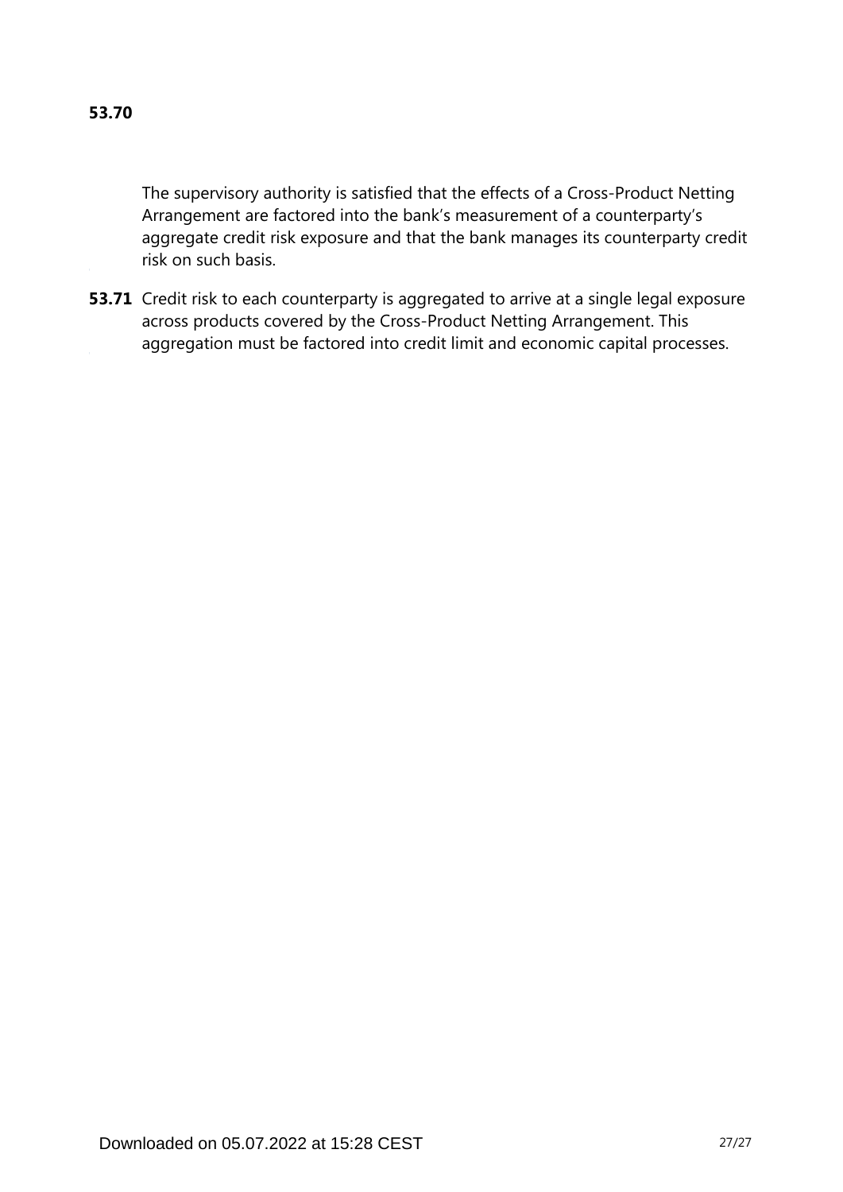**53.70**

The supervisory authority is satisfied that the effects of a Cross-Product Netting Arrangement are factored into the bank's measurement of a counterparty's aggregate credit risk exposure and that the bank manages its counterparty credit risk on such basis.

**53.71** Credit risk to each counterparty is aggregated to arrive at a single legal exposure across products covered by the Cross-Product Netting Arrangement. This aggregation must be factored into credit limit and economic capital processes.